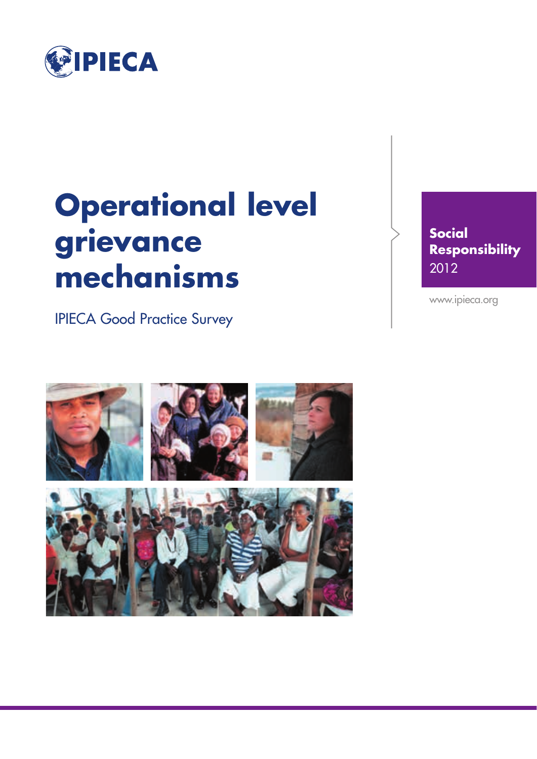IPIECA

# Operational level grievance mechanisms

IPIECA Good Practice Survey

**Social Responsibility**
2012

www.ipieca.org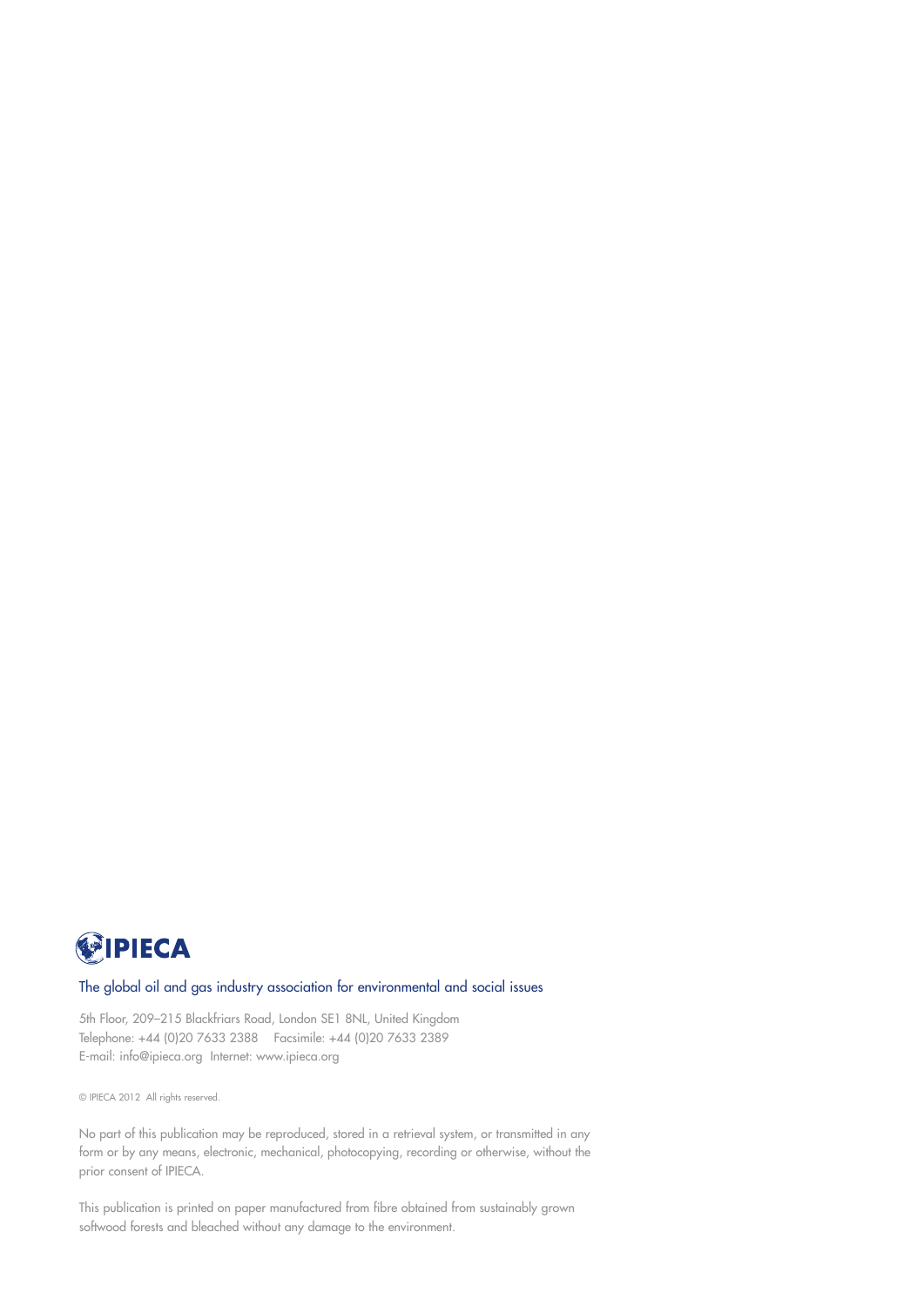**IPIECA**

The global oil and gas industry association for environmental and social issues

5th Floor, 209–215 Blackfriars Road, London SE1 8NL, United Kingdom
Telephone: +44 (0)20 7633 2388 Facsimile: +44 (0)20 7633 2389
E-mail: info@ipieca.org Internet: www.ipieca.org

© IPIECA 2012 All rights reserved.

No part of this publication may be reproduced, stored in a retrieval system, or transmitted in any form or by any means, electronic, mechanical, photocopying, recording or otherwise, without the prior consent of IPIECA.

This publication is printed on paper manufactured from fibre obtained from sustainably grown softwood forests and bleached without any damage to the environment.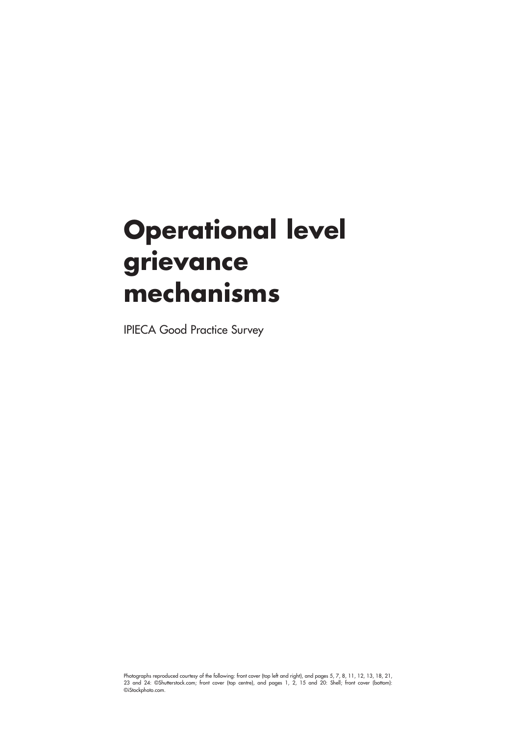# Operational level grievance mechanisms

IPIECA Good Practice Survey

Photographs reproduced courtesy of the following: front cover (top left and right), and pages 5, 7, 8, 11, 12, 13, 18, 21, 23 and 24: ©Shutterstock.com; front cover (top centre), and pages 1, 2, 15 and 20: Shell; front cover (bottom): ©iStockphoto.com.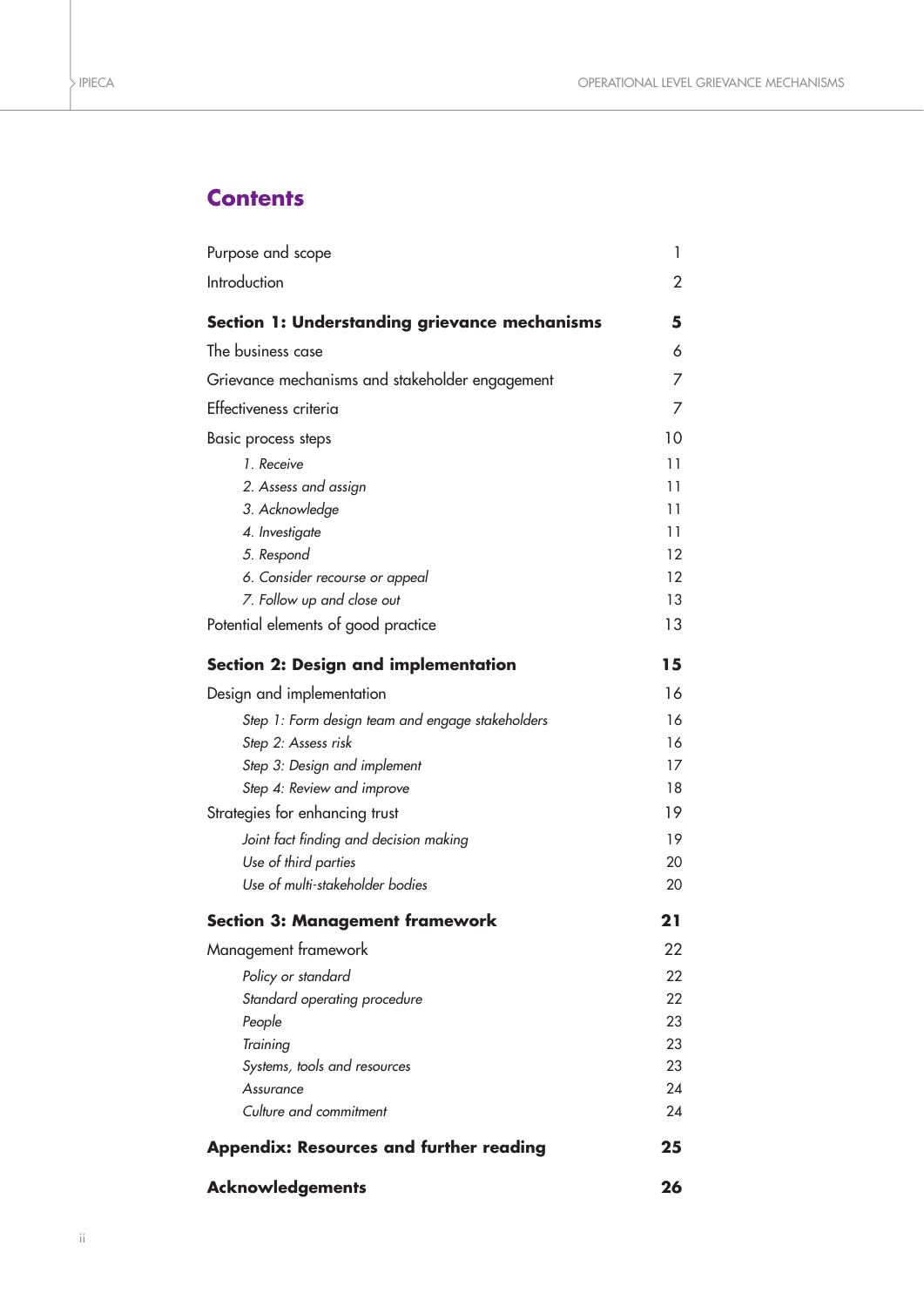# Contents

| | |
|---|---|
| Purpose and scope | 1 |
| Introduction | 2 |
| **Section 1: Understanding grievance mechanisms** | **5** |
| The business case | 6 |
| Grievance mechanisms and stakeholder engagement | 7 |
| Effectiveness criteria | 7 |
| Basic process steps | 10 |
| *1. Receive* | 11 |
| *2. Assess and assign* | 11 |
| *3. Acknowledge* | 11 |
| *4. Investigate* | 11 |
| *5. Respond* | 12 |
| *6. Consider recourse or appeal* | 12 |
| *7. Follow up and close out* | 13 |
| Potential elements of good practice | 13 |
| **Section 2: Design and implementation** | **15** |
| Design and implementation | 16 |
| *Step 1: Form design team and engage stakeholders* | 16 |
| *Step 2: Assess risk* | 16 |
| *Step 3: Design and implement* | 17 |
| *Step 4: Review and improve* | 18 |
| Strategies for enhancing trust | 19 |
| *Joint fact finding and decision making* | 19 |
| *Use of third parties* | 20 |
| *Use of multi-stakeholder bodies* | 20 |
| **Section 3: Management framework** | **21** |
| Management framework | 22 |
| *Policy or standard* | 22 |
| *Standard operating procedure* | 22 |
| *People* | 23 |
| *Training* | 23 |
| *Systems, tools and resources* | 23 |
| *Assurance* | 24 |
| *Culture and commitment* | 24 |
| **Appendix: Resources and further reading** | **25** |
| **Acknowledgements** | **26** |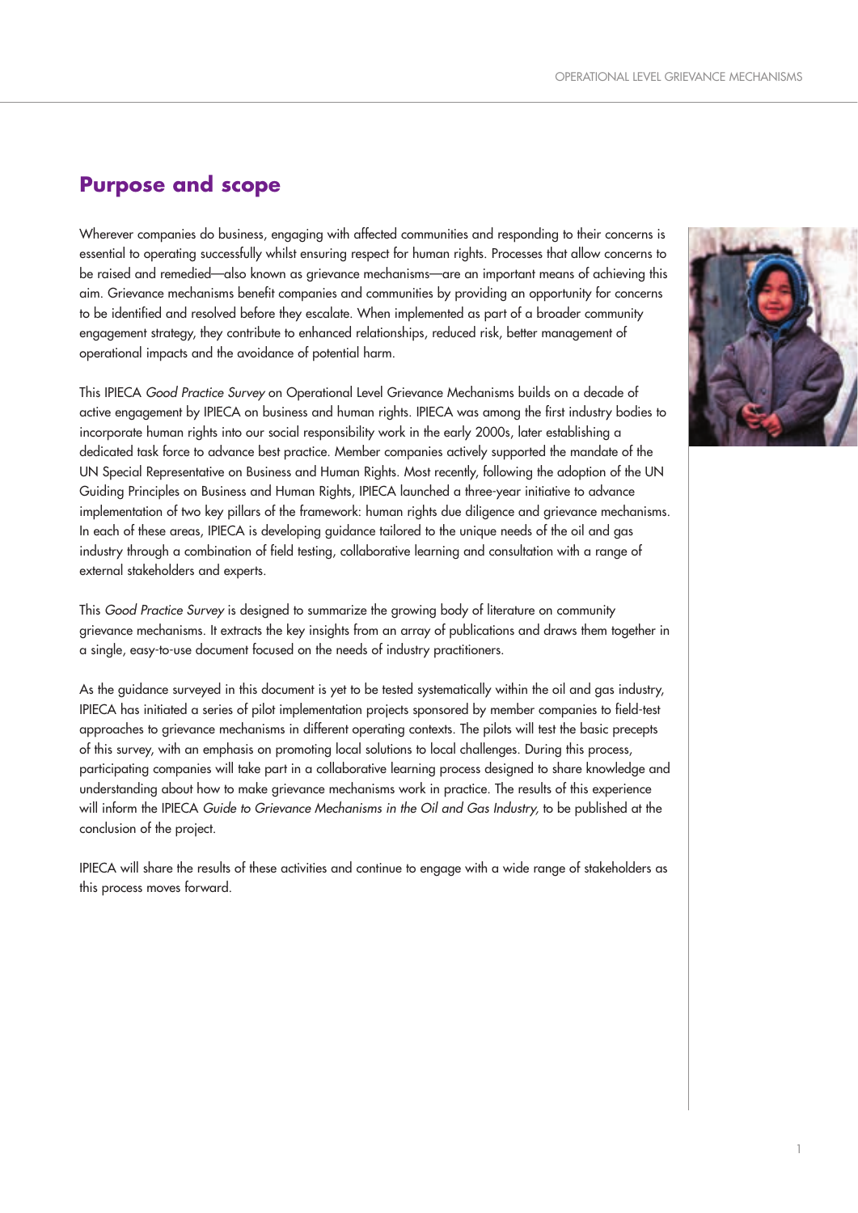## Purpose and scope

Wherever companies do business, engaging with affected communities and responding to their concerns is essential to operating successfully whilst ensuring respect for human rights. Processes that allow concerns to be raised and remedied—also known as grievance mechanisms—are an important means of achieving this aim. Grievance mechanisms benefit companies and communities by providing an opportunity for concerns to be identified and resolved before they escalate. When implemented as part of a broader community engagement strategy, they contribute to enhanced relationships, reduced risk, better management of operational impacts and the avoidance of potential harm.

This IPIECA *Good Practice Survey* on Operational Level Grievance Mechanisms builds on a decade of active engagement by IPIECA on business and human rights. IPIECA was among the first industry bodies to incorporate human rights into our social responsibility work in the early 2000s, later establishing a dedicated task force to advance best practice. Member companies actively supported the mandate of the UN Special Representative on Business and Human Rights. Most recently, following the adoption of the UN Guiding Principles on Business and Human Rights, IPIECA launched a three-year initiative to advance implementation of two key pillars of the framework: human rights due diligence and grievance mechanisms. In each of these areas, IPIECA is developing guidance tailored to the unique needs of the oil and gas industry through a combination of field testing, collaborative learning and consultation with a range of external stakeholders and experts.

This *Good Practice Survey* is designed to summarize the growing body of literature on community grievance mechanisms. It extracts the key insights from an array of publications and draws them together in a single, easy-to-use document focused on the needs of industry practitioners.

As the guidance surveyed in this document is yet to be tested systematically within the oil and gas industry, IPIECA has initiated a series of pilot implementation projects sponsored by member companies to field-test approaches to grievance mechanisms in different operating contexts. The pilots will test the basic precepts of this survey, with an emphasis on promoting local solutions to local challenges. During this process, participating companies will take part in a collaborative learning process designed to share knowledge and understanding about how to make grievance mechanisms work in practice. The results of this experience will inform the IPIECA *Guide to Grievance Mechanisms in the Oil and Gas Industry,* to be published at the conclusion of the project.

IPIECA will share the results of these activities and continue to engage with a wide range of stakeholders as this process moves forward.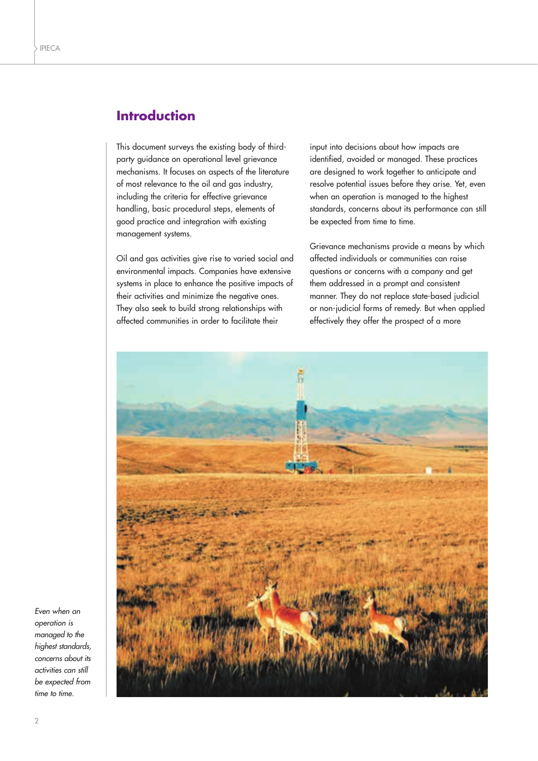## Introduction

This document surveys the existing body of third-party guidance on operational level grievance mechanisms. It focuses on aspects of the literature of most relevance to the oil and gas industry, including the criteria for effective grievance handling, basic procedural steps, elements of good practice and integration with existing management systems.

Oil and gas activities give rise to varied social and environmental impacts. Companies have extensive systems in place to enhance the positive impacts of their activities and minimize the negative ones. They also seek to build strong relationships with affected communities in order to facilitate their input into decisions about how impacts are identified, avoided or managed. These practices are designed to work together to anticipate and resolve potential issues before they arise. Yet, even when an operation is managed to the highest standards, concerns about its performance can still be expected from time to time.

Grievance mechanisms provide a means by which affected individuals or communities can raise questions or concerns with a company and get them addressed in a prompt and consistent manner. They do not replace state-based judicial or non-judicial forms of remedy. But when applied effectively they offer the prospect of a more

*Even when an operation is managed to the highest standards, concerns about its activities can still be expected from time to time.*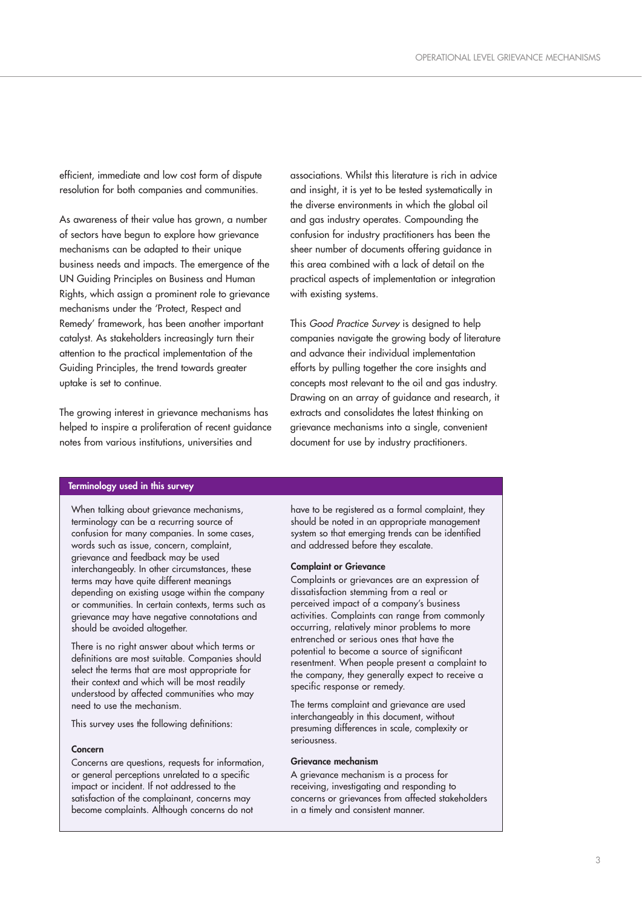efficient, immediate and low cost form of dispute resolution for both companies and communities.

As awareness of their value has grown, a number of sectors have begun to explore how grievance mechanisms can be adapted to their unique business needs and impacts. The emergence of the UN Guiding Principles on Business and Human Rights, which assign a prominent role to grievance mechanisms under the 'Protect, Respect and Remedy' framework, has been another important catalyst. As stakeholders increasingly turn their attention to the practical implementation of the Guiding Principles, the trend towards greater uptake is set to continue.

The growing interest in grievance mechanisms has helped to inspire a proliferation of recent guidance notes from various institutions, universities and associations. Whilst this literature is rich in advice and insight, it is yet to be tested systematically in the diverse environments in which the global oil and gas industry operates. Compounding the confusion for industry practitioners has been the sheer number of documents offering guidance in this area combined with a lack of detail on the practical aspects of implementation or integration with existing systems.

This *Good Practice Survey* is designed to help companies navigate the growing body of literature and advance their individual implementation efforts by pulling together the core insights and concepts most relevant to the oil and gas industry. Drawing on an array of guidance and research, it extracts and consolidates the latest thinking on grievance mechanisms into a single, convenient document for use by industry practitioners.

### Terminology used in this survey

When talking about grievance mechanisms, terminology can be a recurring source of confusion for many companies. In some cases, words such as issue, concern, complaint, grievance and feedback may be used interchangeably. In other circumstances, these terms may have quite different meanings depending on existing usage within the company or communities. In certain contexts, terms such as grievance may have negative connotations and should be avoided altogether.

There is no right answer about which terms or definitions are most suitable. Companies should select the terms that are most appropriate for their context and which will be most readily understood by affected communities who may need to use the mechanism.

This survey uses the following definitions:

**Concern**

Concerns are questions, requests for information, or general perceptions unrelated to a specific impact or incident. If not addressed to the satisfaction of the complainant, concerns may become complaints. Although concerns do not have to be registered as a formal complaint, they should be noted in an appropriate management system so that emerging trends can be identified and addressed before they escalate.

**Complaint or Grievance**

Complaints or grievances are an expression of dissatisfaction stemming from a real or perceived impact of a company's business activities. Complaints can range from commonly occurring, relatively minor problems to more entrenched or serious ones that have the potential to become a source of significant resentment. When people present a complaint to the company, they generally expect to receive a specific response or remedy.

The terms complaint and grievance are used interchangeably in this document, without presuming differences in scale, complexity or seriousness.

**Grievance mechanism**

A grievance mechanism is a process for receiving, investigating and responding to concerns or grievances from affected stakeholders in a timely and consistent manner.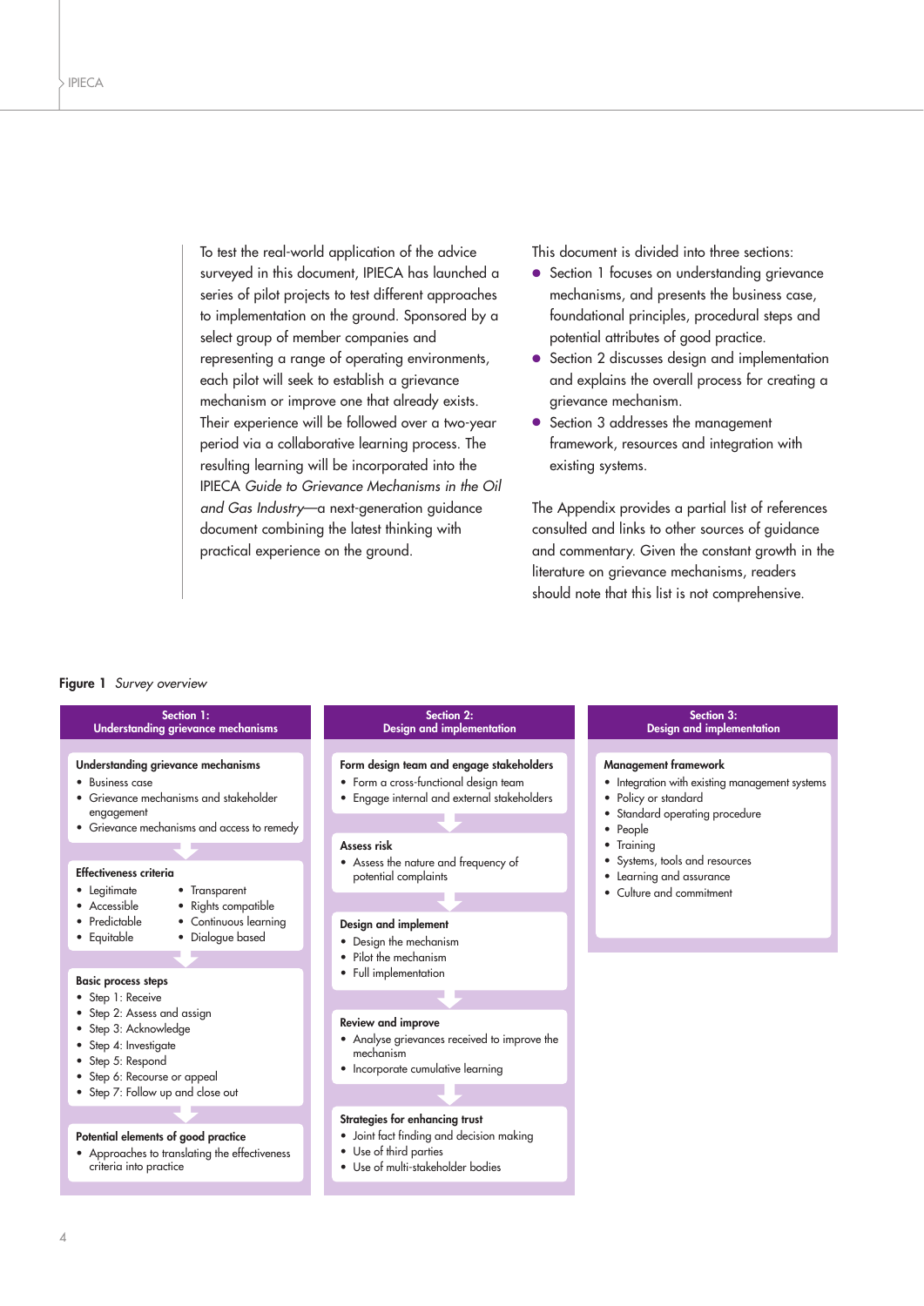To test the real-world application of the advice surveyed in this document, IPIECA has launched a series of pilot projects to test different approaches to implementation on the ground. Sponsored by a select group of member companies and representing a range of operating environments, each pilot will seek to establish a grievance mechanism or improve one that already exists. Their experience will be followed over a two-year period via a collaborative learning process. The resulting learning will be incorporated into the IPIECA *Guide to Grievance Mechanisms in the Oil and Gas Industry*—a next-generation guidance document combining the latest thinking with practical experience on the ground.

This document is divided into three sections:

- Section 1 focuses on understanding grievance mechanisms, and presents the business case, foundational principles, procedural steps and potential attributes of good practice.
- Section 2 discusses design and implementation and explains the overall process for creating a grievance mechanism.
- Section 3 addresses the management framework, resources and integration with existing systems.

The Appendix provides a partial list of references consulted and links to other sources of guidance and commentary. Given the constant growth in the literature on grievance mechanisms, readers should note that this list is not comprehensive.

**Figure 1** *Survey overview*

**Section 1: Understanding grievance mechanisms**

**Understanding grievance mechanisms**
- Business case
- Grievance mechanisms and stakeholder engagement
- Grievance mechanisms and access to remedy

**Effectiveness criteria**
- Legitimate
- Accessible
- Predictable
- Equitable
- Transparent
- Rights compatible
- Continuous learning
- Dialogue based

**Basic process steps**
- Step 1: Receive
- Step 2: Assess and assign
- Step 3: Acknowledge
- Step 4: Investigate
- Step 5: Respond
- Step 6: Recourse or appeal
- Step 7: Follow up and close out

**Potential elements of good practice**
- Approaches to translating the effectiveness criteria into practice

**Section 2: Design and implementation**

**Form design team and engage stakeholders**
- Form a cross-functional design team
- Engage internal and external stakeholders

**Assess risk**
- Assess the nature and frequency of potential complaints

**Design and implement**
- Design the mechanism
- Pilot the mechanism
- Full implementation

**Review and improve**
- Analyse grievances received to improve the mechanism
- Incorporate cumulative learning

**Strategies for enhancing trust**
- Joint fact finding and decision making
- Use of third parties
- Use of multi-stakeholder bodies

**Section 3: Design and implementation**

**Management framework**
- Integration with existing management systems
- Policy or standard
- Standard operating procedure
- People
- Training
- Systems, tools and resources
- Learning and assurance
- Culture and commitment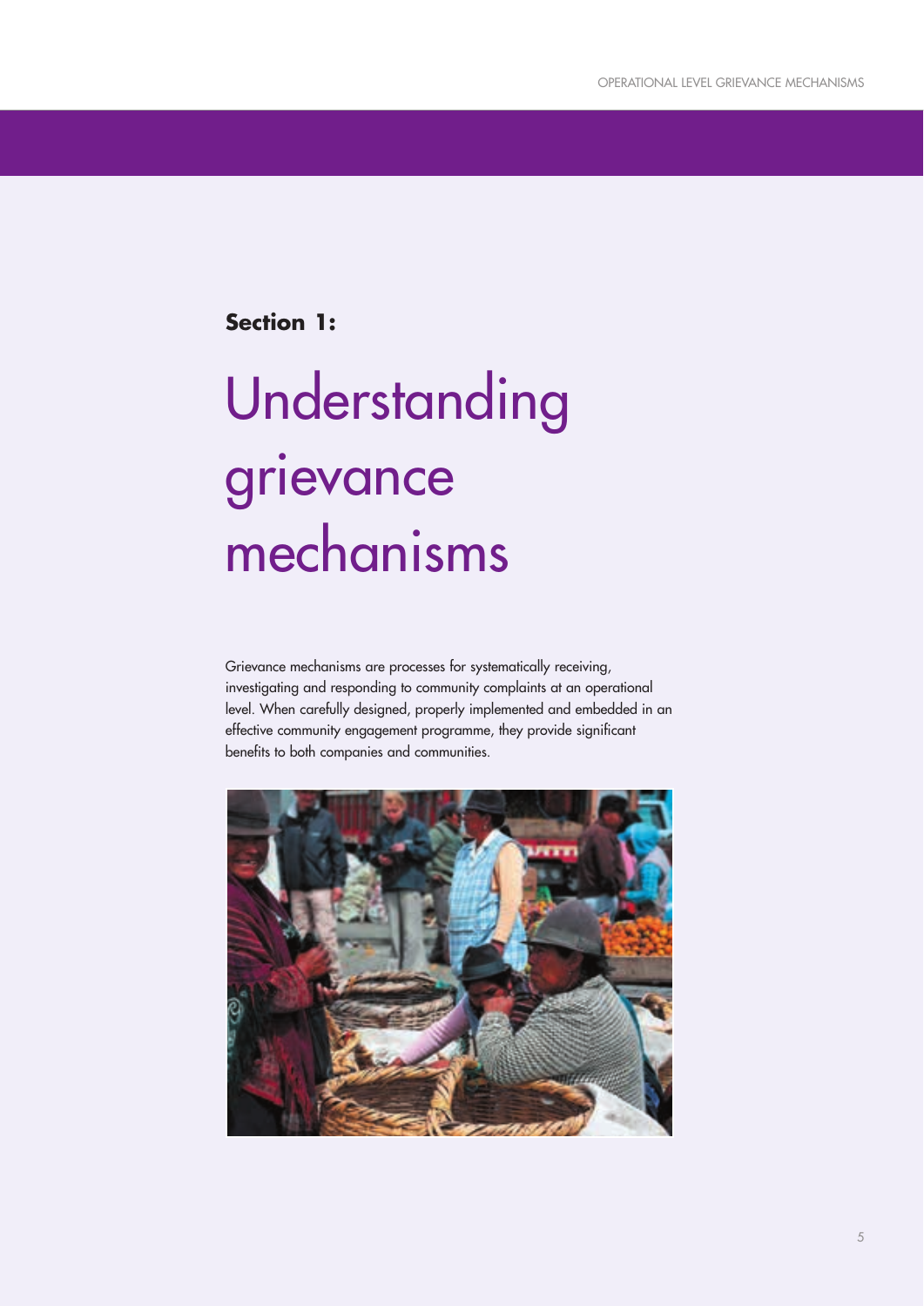**Section 1:**

# Understanding grievance mechanisms

Grievance mechanisms are processes for systematically receiving, investigating and responding to community complaints at an operational level. When carefully designed, properly implemented and embedded in an effective community engagement programme, they provide significant benefits to both companies and communities.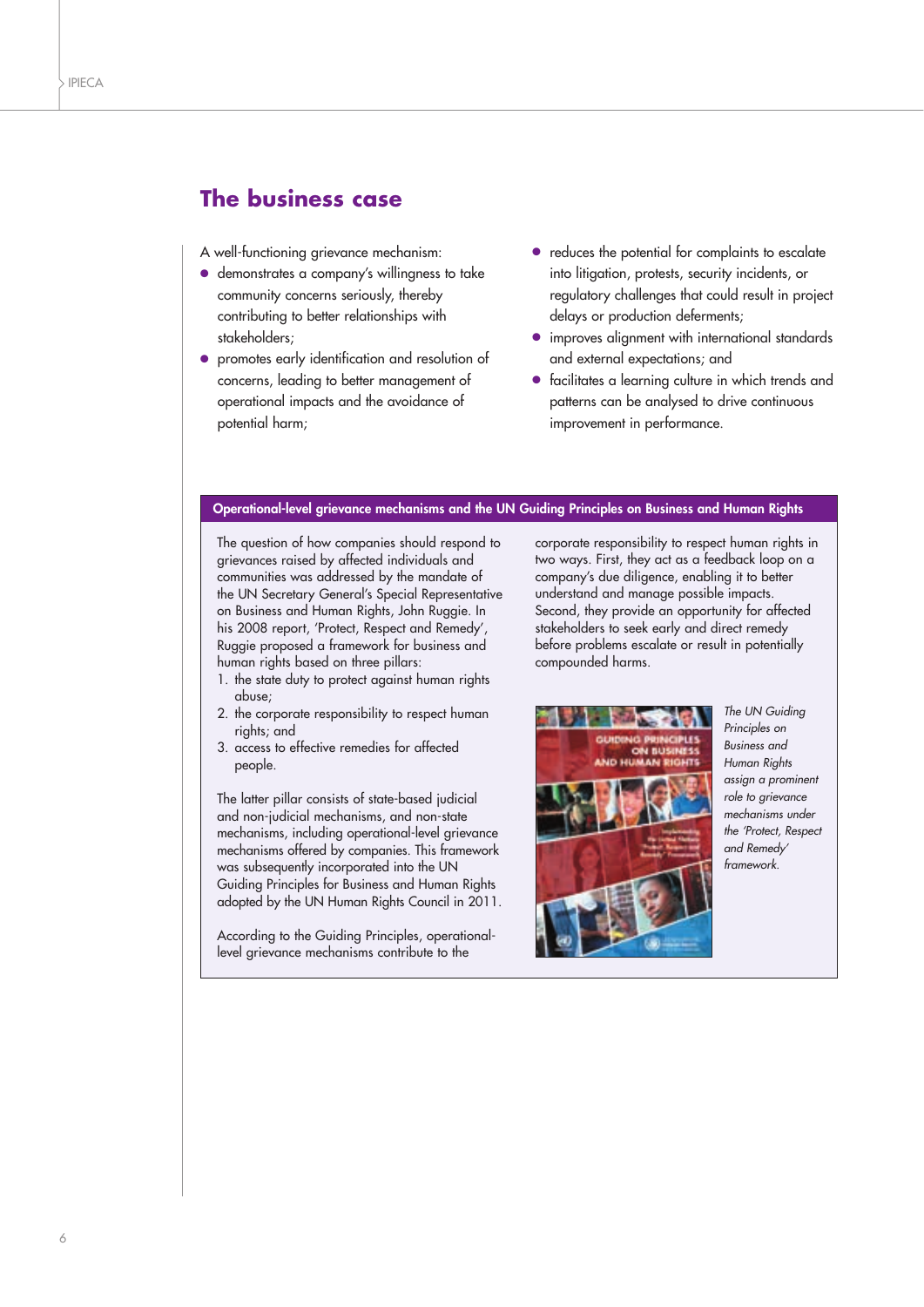## The business case

A well-functioning grievance mechanism:

- demonstrates a company's willingness to take community concerns seriously, thereby contributing to better relationships with stakeholders;
- promotes early identification and resolution of concerns, leading to better management of operational impacts and the avoidance of potential harm;
- reduces the potential for complaints to escalate into litigation, protests, security incidents, or regulatory challenges that could result in project delays or production deferments;
- improves alignment with international standards and external expectations; and
- facilitates a learning culture in which trends and patterns can be analysed to drive continuous improvement in performance.

### Operational-level grievance mechanisms and the UN Guiding Principles on Business and Human Rights

The question of how companies should respond to grievances raised by affected individuals and communities was addressed by the mandate of the UN Secretary General's Special Representative on Business and Human Rights, John Ruggie. In his 2008 report, 'Protect, Respect and Remedy', Ruggie proposed a framework for business and human rights based on three pillars:

1. the state duty to protect against human rights abuse;
2. the corporate responsibility to respect human rights; and
3. access to effective remedies for affected people.

The latter pillar consists of state-based judicial and non-judicial mechanisms, and non-state mechanisms, including operational-level grievance mechanisms offered by companies. This framework was subsequently incorporated into the UN Guiding Principles for Business and Human Rights adopted by the UN Human Rights Council in 2011.

According to the Guiding Principles, operational-level grievance mechanisms contribute to the corporate responsibility to respect human rights in two ways. First, they act as a feedback loop on a company's due diligence, enabling it to better understand and manage possible impacts. Second, they provide an opportunity for affected stakeholders to seek early and direct remedy before problems escalate or result in potentially compounded harms.

*The UN Guiding Principles on Business and Human Rights assign a prominent role to grievance mechanisms under the 'Protect, Respect and Remedy' framework.*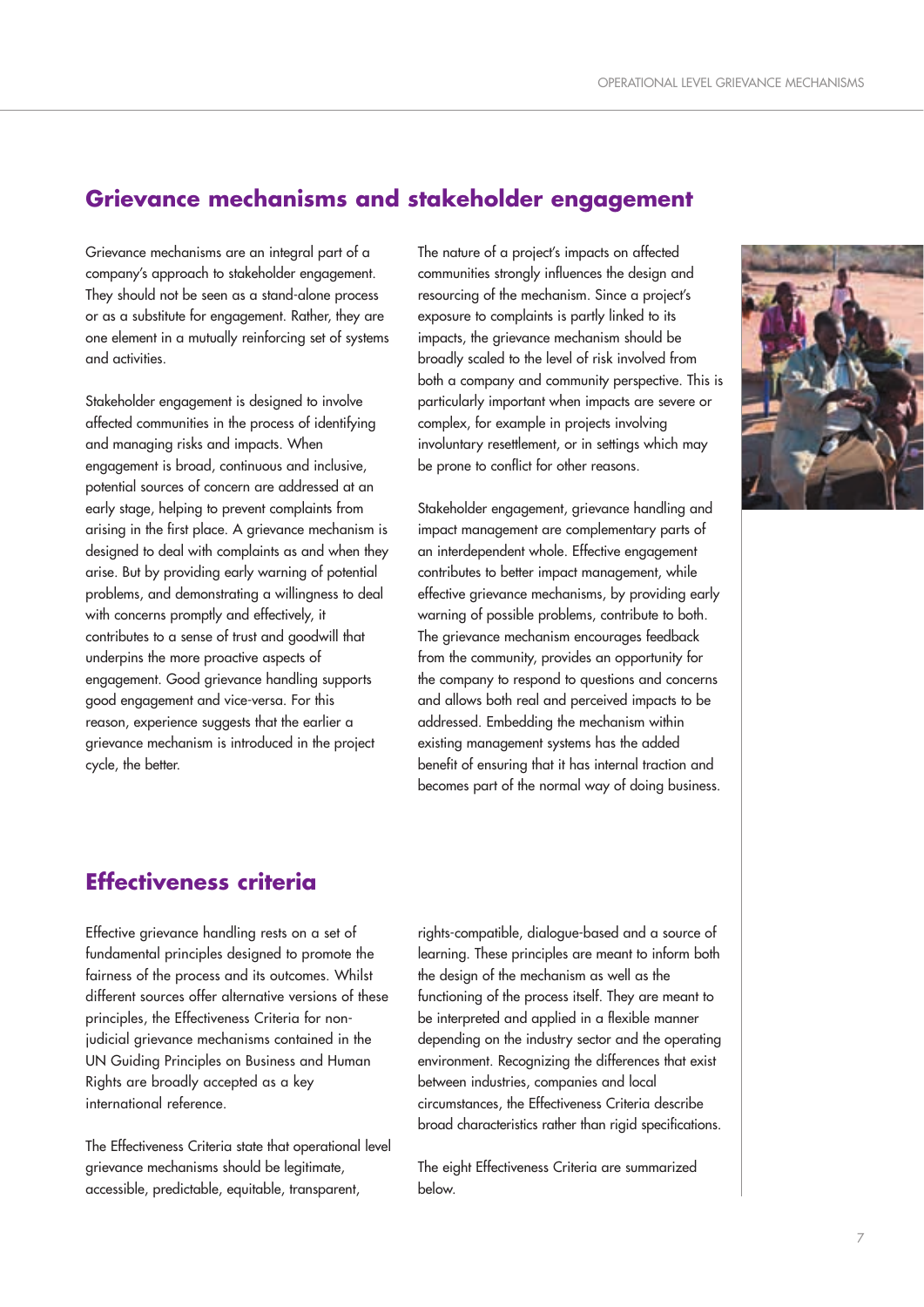## Grievance mechanisms and stakeholder engagement

Grievance mechanisms are an integral part of a company's approach to stakeholder engagement. They should not be seen as a stand-alone process or as a substitute for engagement. Rather, they are one element in a mutually reinforcing set of systems and activities.

Stakeholder engagement is designed to involve affected communities in the process of identifying and managing risks and impacts. When engagement is broad, continuous and inclusive, potential sources of concern are addressed at an early stage, helping to prevent complaints from arising in the first place. A grievance mechanism is designed to deal with complaints as and when they arise. But by providing early warning of potential problems, and demonstrating a willingness to deal with concerns promptly and effectively, it contributes to a sense of trust and goodwill that underpins the more proactive aspects of engagement. Good grievance handling supports good engagement and vice-versa. For this reason, experience suggests that the earlier a grievance mechanism is introduced in the project cycle, the better.

The nature of a project's impacts on affected communities strongly influences the design and resourcing of the mechanism. Since a project's exposure to complaints is partly linked to its impacts, the grievance mechanism should be broadly scaled to the level of risk involved from both a company and community perspective. This is particularly important when impacts are severe or complex, for example in projects involving involuntary resettlement, or in settings which may be prone to conflict for other reasons.

Stakeholder engagement, grievance handling and impact management are complementary parts of an interdependent whole. Effective engagement contributes to better impact management, while effective grievance mechanisms, by providing early warning of possible problems, contribute to both. The grievance mechanism encourages feedback from the community, provides an opportunity for the company to respond to questions and concerns and allows both real and perceived impacts to be addressed. Embedding the mechanism within existing management systems has the added benefit of ensuring that it has internal traction and becomes part of the normal way of doing business.

## Effectiveness criteria

Effective grievance handling rests on a set of fundamental principles designed to promote the fairness of the process and its outcomes. Whilst different sources offer alternative versions of these principles, the Effectiveness Criteria for non-judicial grievance mechanisms contained in the UN Guiding Principles on Business and Human Rights are broadly accepted as a key international reference.

The Effectiveness Criteria state that operational level grievance mechanisms should be legitimate, accessible, predictable, equitable, transparent, rights-compatible, dialogue-based and a source of learning. These principles are meant to inform both the design of the mechanism as well as the functioning of the process itself. They are meant to be interpreted and applied in a flexible manner depending on the industry sector and the operating environment. Recognizing the differences that exist between industries, companies and local circumstances, the Effectiveness Criteria describe broad characteristics rather than rigid specifications.

The eight Effectiveness Criteria are summarized below.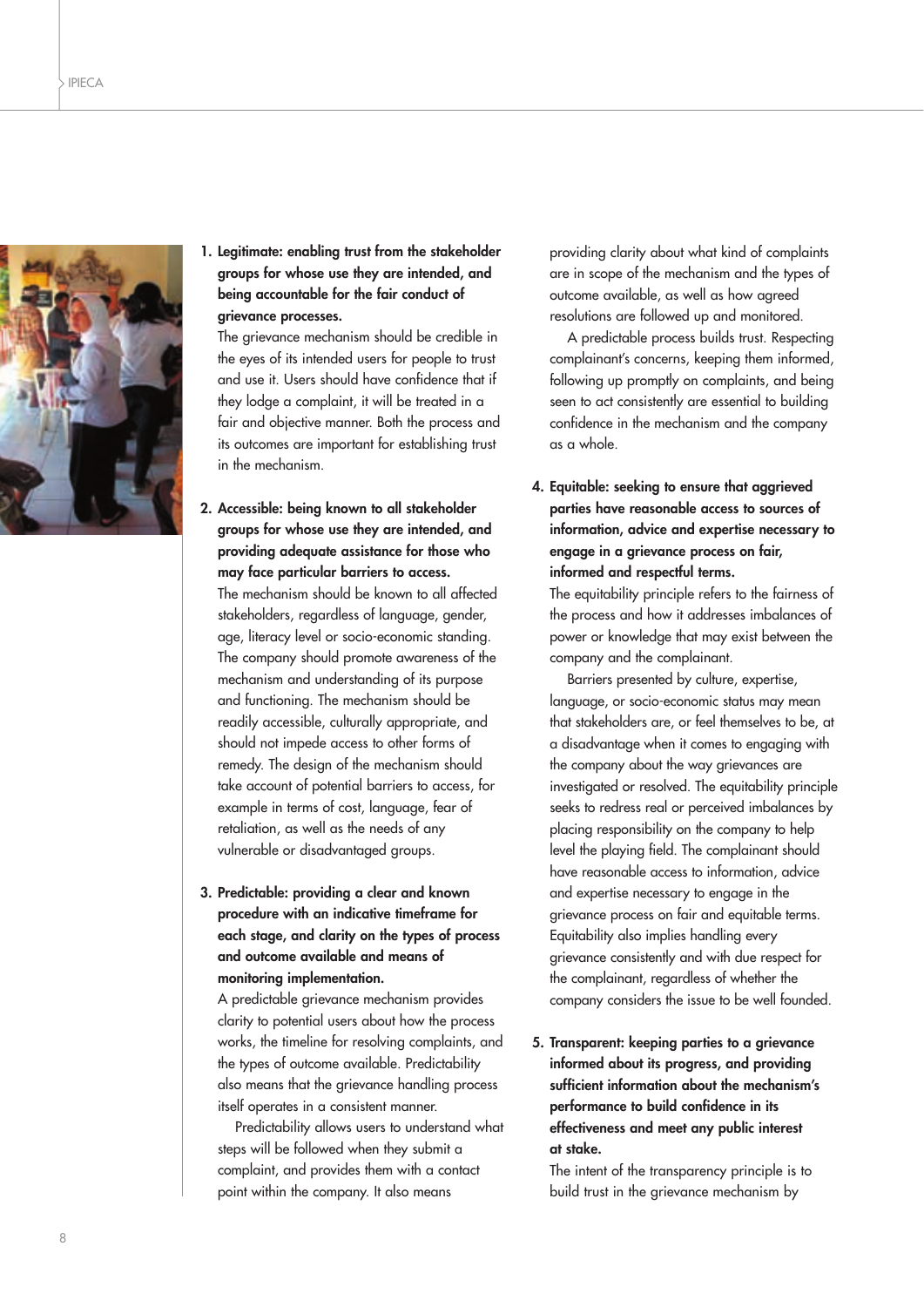1. **Legitimate: enabling trust from the stakeholder groups for whose use they are intended, and being accountable for the fair conduct of grievance processes.**
   The grievance mechanism should be credible in the eyes of its intended users for people to trust and use it. Users should have confidence that if they lodge a complaint, it will be treated in a fair and objective manner. Both the process and its outcomes are important for establishing trust in the mechanism.

2. **Accessible: being known to all stakeholder groups for whose use they are intended, and providing adequate assistance for those who may face particular barriers to access.**
   The mechanism should be known to all affected stakeholders, regardless of language, gender, age, literacy level or socio-economic standing. The company should promote awareness of the mechanism and understanding of its purpose and functioning. The mechanism should be readily accessible, culturally appropriate, and should not impede access to other forms of remedy. The design of the mechanism should take account of potential barriers to access, for example in terms of cost, language, fear of retaliation, as well as the needs of any vulnerable or disadvantaged groups.

3. **Predictable: providing a clear and known procedure with an indicative timeframe for each stage, and clarity on the types of process and outcome available and means of monitoring implementation.**
   A predictable grievance mechanism provides clarity to potential users about how the process works, the timeline for resolving complaints, and the types of outcome available. Predictability also means that the grievance handling process itself operates in a consistent manner.

   Predictability allows users to understand what steps will be followed when they submit a complaint, and provides them with a contact point within the company. It also means providing clarity about what kind of complaints are in scope of the mechanism and the types of outcome available, as well as how agreed resolutions are followed up and monitored.

   A predictable process builds trust. Respecting complainant's concerns, keeping them informed, following up promptly on complaints, and being seen to act consistently are essential to building confidence in the mechanism and the company as a whole.

4. **Equitable: seeking to ensure that aggrieved parties have reasonable access to sources of information, advice and expertise necessary to engage in a grievance process on fair, informed and respectful terms.**
   The equitability principle refers to the fairness of the process and how it addresses imbalances of power or knowledge that may exist between the company and the complainant.

   Barriers presented by culture, expertise, language, or socio-economic status may mean that stakeholders are, or feel themselves to be, at a disadvantage when it comes to engaging with the company about the way grievances are investigated or resolved. The equitability principle seeks to redress real or perceived imbalances by placing responsibility on the company to help level the playing field. The complainant should have reasonable access to information, advice and expertise necessary to engage in the grievance process on fair and equitable terms. Equitability also implies handling every grievance consistently and with due respect for the complainant, regardless of whether the company considers the issue to be well founded.

5. **Transparent: keeping parties to a grievance informed about its progress, and providing sufficient information about the mechanism's performance to build confidence in its effectiveness and meet any public interest at stake.**
   The intent of the transparency principle is to build trust in the grievance mechanism by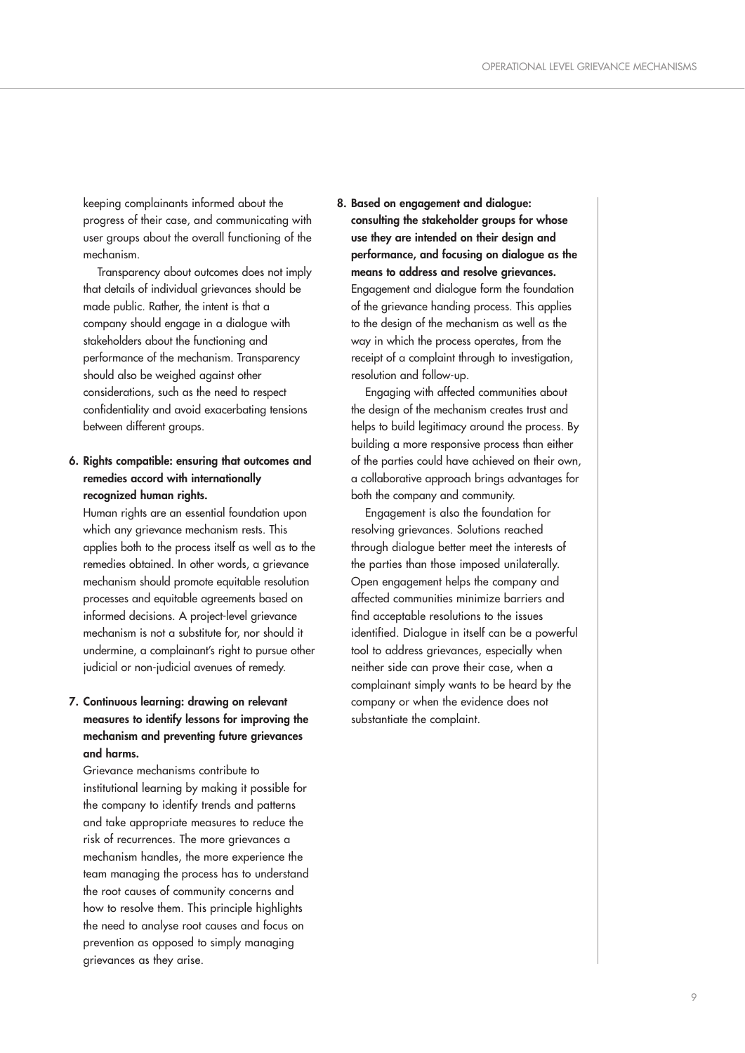keeping complainants informed about the progress of their case, and communicating with user groups about the overall functioning of the mechanism.

Transparency about outcomes does not imply that details of individual grievances should be made public. Rather, the intent is that a company should engage in a dialogue with stakeholders about the functioning and performance of the mechanism. Transparency should also be weighed against other considerations, such as the need to respect confidentiality and avoid exacerbating tensions between different groups.

6. **Rights compatible: ensuring that outcomes and remedies accord with internationally recognized human rights.**
   Human rights are an essential foundation upon which any grievance mechanism rests. This applies both to the process itself as well as to the remedies obtained. In other words, a grievance mechanism should promote equitable resolution processes and equitable agreements based on informed decisions. A project-level grievance mechanism is not a substitute for, nor should it undermine, a complainant's right to pursue other judicial or non-judicial avenues of remedy.

7. **Continuous learning: drawing on relevant measures to identify lessons for improving the mechanism and preventing future grievances and harms.**
   Grievance mechanisms contribute to institutional learning by making it possible for the company to identify trends and patterns and take appropriate measures to reduce the risk of recurrences. The more grievances a mechanism handles, the more experience the team managing the process has to understand the root causes of community concerns and how to resolve them. This principle highlights the need to analyse root causes and focus on prevention as opposed to simply managing grievances as they arise.

8. **Based on engagement and dialogue: consulting the stakeholder groups for whose use they are intended on their design and performance, and focusing on dialogue as the means to address and resolve grievances.**
   Engagement and dialogue form the foundation of the grievance handing process. This applies to the design of the mechanism as well as the way in which the process operates, from the receipt of a complaint through to investigation, resolution and follow-up.

   Engaging with affected communities about the design of the mechanism creates trust and helps to build legitimacy around the process. By building a more responsive process than either of the parties could have achieved on their own, a collaborative approach brings advantages for both the company and community.

   Engagement is also the foundation for resolving grievances. Solutions reached through dialogue better meet the interests of the parties than those imposed unilaterally. Open engagement helps the company and affected communities minimize barriers and find acceptable resolutions to the issues identified. Dialogue in itself can be a powerful tool to address grievances, especially when neither side can prove their case, when a complainant simply wants to be heard by the company or when the evidence does not substantiate the complaint.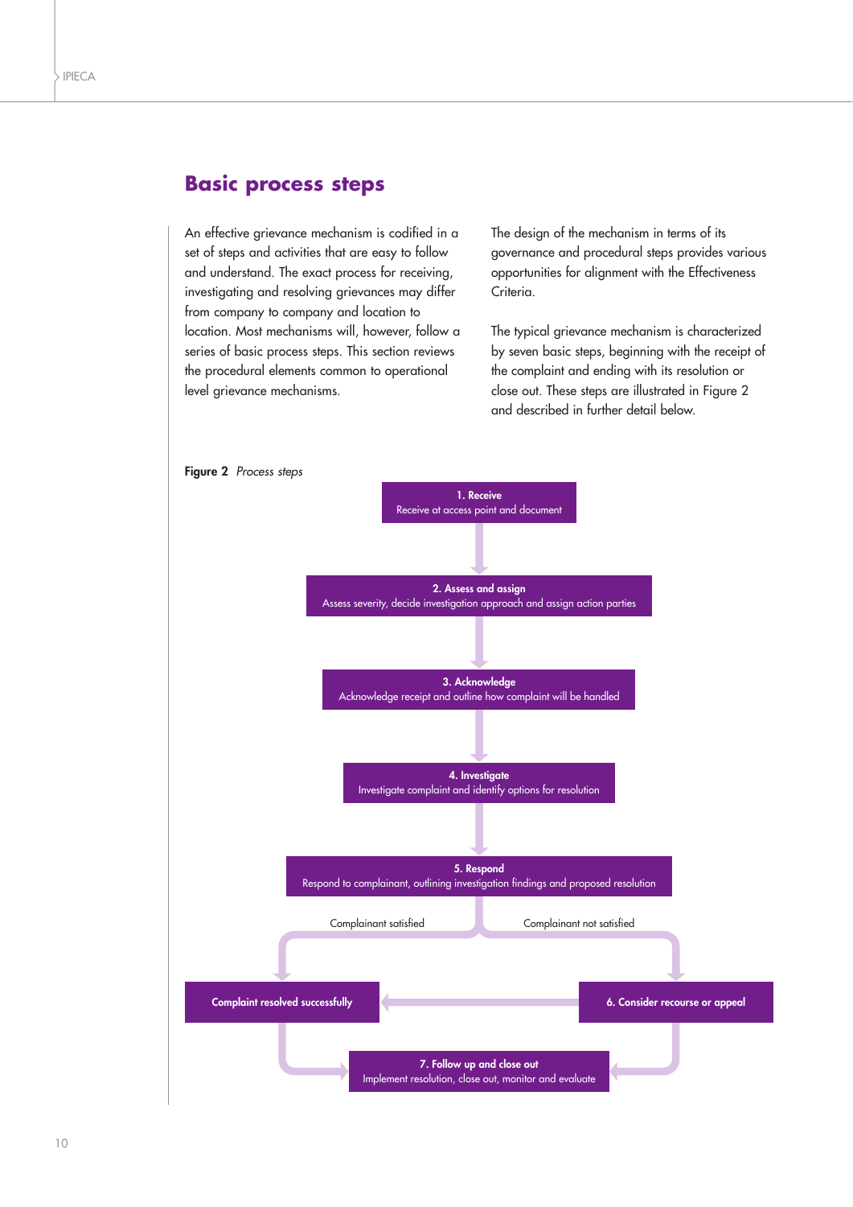## Basic process steps

An effective grievance mechanism is codified in a set of steps and activities that are easy to follow and understand. The exact process for receiving, investigating and resolving grievances may differ from company to company and location to location. Most mechanisms will, however, follow a series of basic process steps. This section reviews the procedural elements common to operational level grievance mechanisms.

The design of the mechanism in terms of its governance and procedural steps provides various opportunities for alignment with the Effectiveness Criteria.

The typical grievance mechanism is characterized by seven basic steps, beginning with the receipt of the complaint and ending with its resolution or close out. These steps are illustrated in Figure 2 and described in further detail below.

**Figure 2** *Process steps*

**1. Receive**
Receive at access point and document

**2. Assess and assign**
Assess severity, decide investigation approach and assign action parties

**3. Acknowledge**
Acknowledge receipt and outline how complaint will be handled

**4. Investigate**
Investigate complaint and identify options for resolution

**5. Respond**
Respond to complainant, outlining investigation findings and proposed resolution

Complainant satisfied → **Complaint resolved successfully**

Complainant not satisfied → **6. Consider recourse or appeal** → **Complaint resolved successfully**

**7. Follow up and close out**
Implement resolution, close out, monitor and evaluate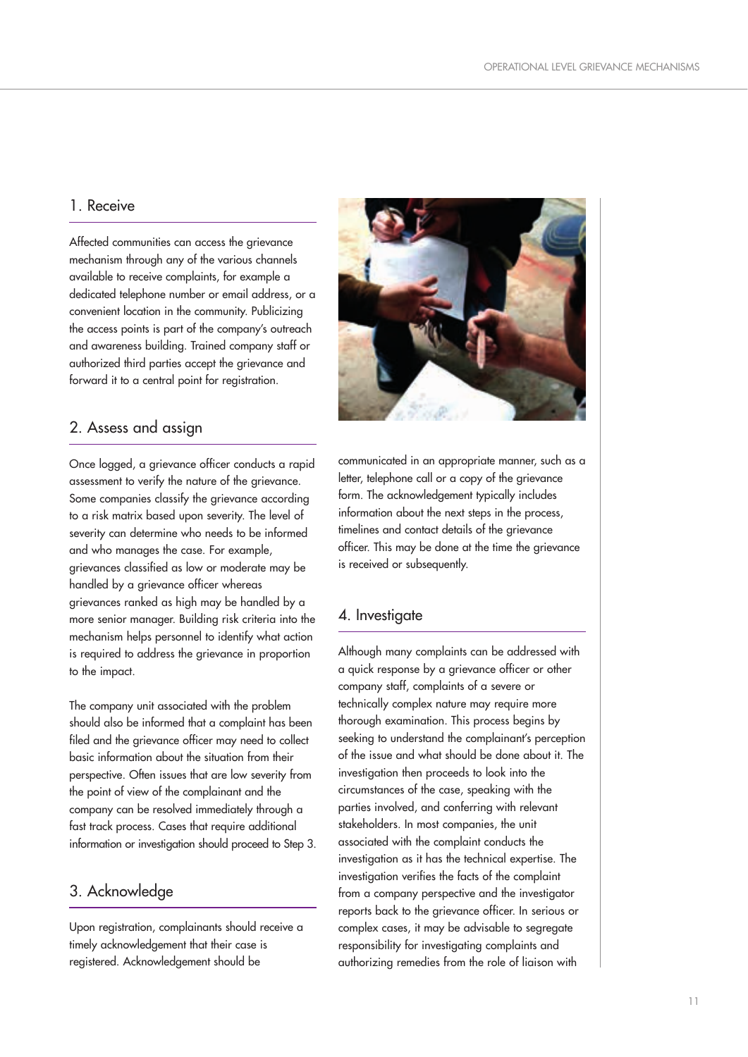## 1. Receive

Affected communities can access the grievance mechanism through any of the various channels available to receive complaints, for example a dedicated telephone number or email address, or a convenient location in the community. Publicizing the access points is part of the company's outreach and awareness building. Trained company staff or authorized third parties accept the grievance and forward it to a central point for registration.

## 2. Assess and assign

Once logged, a grievance officer conducts a rapid assessment to verify the nature of the grievance. Some companies classify the grievance according to a risk matrix based upon severity. The level of severity can determine who needs to be informed and who manages the case. For example, grievances classified as low or moderate may be handled by a grievance officer whereas grievances ranked as high may be handled by a more senior manager. Building risk criteria into the mechanism helps personnel to identify what action is required to address the grievance in proportion to the impact.

The company unit associated with the problem should also be informed that a complaint has been filed and the grievance officer may need to collect basic information about the situation from their perspective. Often issues that are low severity from the point of view of the complainant and the company can be resolved immediately through a fast track process. Cases that require additional information or investigation should proceed to Step 3.

## 3. Acknowledge

Upon registration, complainants should receive a timely acknowledgement that their case is registered. Acknowledgement should be communicated in an appropriate manner, such as a letter, telephone call or a copy of the grievance form. The acknowledgement typically includes information about the next steps in the process, timelines and contact details of the grievance officer. This may be done at the time the grievance is received or subsequently.

## 4. Investigate

Although many complaints can be addressed with a quick response by a grievance officer or other company staff, complaints of a severe or technically complex nature may require more thorough examination. This process begins by seeking to understand the complainant's perception of the issue and what should be done about it. The investigation then proceeds to look into the circumstances of the case, speaking with the parties involved, and conferring with relevant stakeholders. In most companies, the unit associated with the complaint conducts the investigation as it has the technical expertise. The investigation verifies the facts of the complaint from a company perspective and the investigator reports back to the grievance officer. In serious or complex cases, it may be advisable to segregate responsibility for investigating complaints and authorizing remedies from the role of liaison with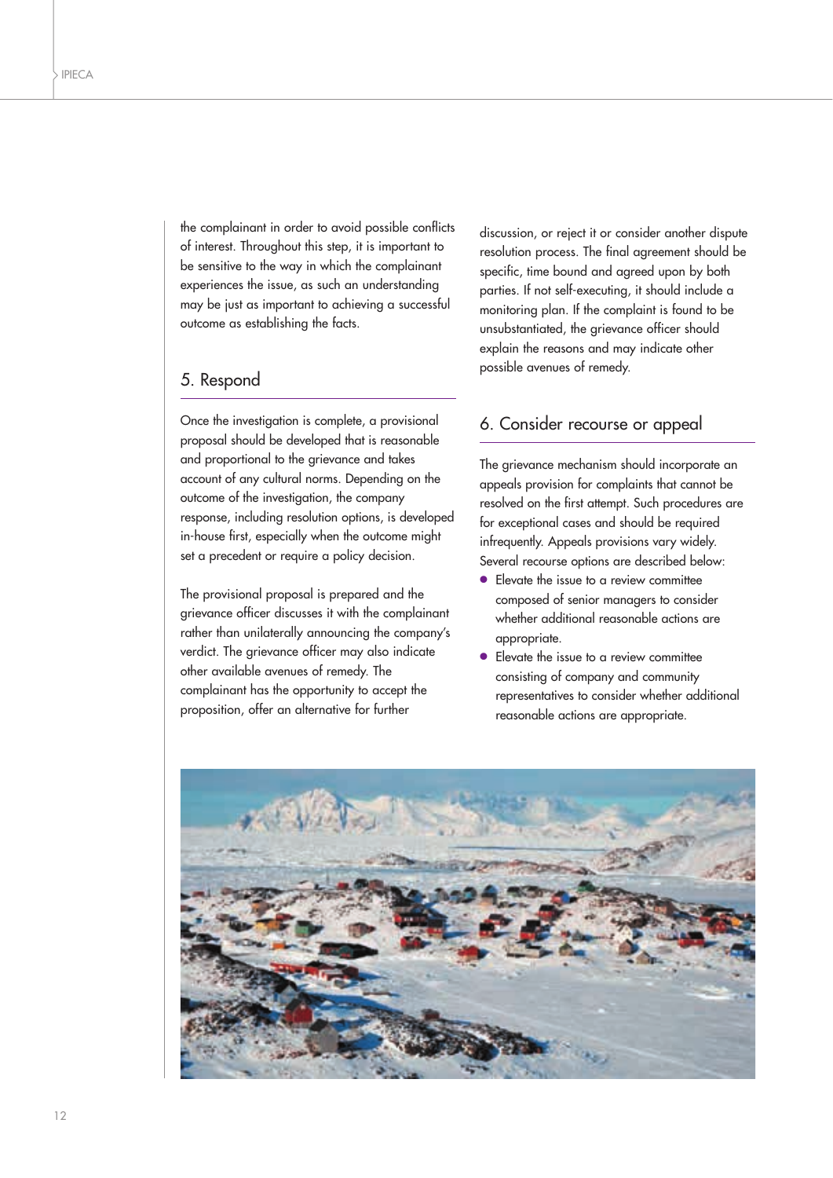the complainant in order to avoid possible conflicts of interest. Throughout this step, it is important to be sensitive to the way in which the complainant experiences the issue, as such an understanding may be just as important to achieving a successful outcome as establishing the facts.

## 5. Respond

Once the investigation is complete, a provisional proposal should be developed that is reasonable and proportional to the grievance and takes account of any cultural norms. Depending on the outcome of the investigation, the company response, including resolution options, is developed in-house first, especially when the outcome might set a precedent or require a policy decision.

The provisional proposal is prepared and the grievance officer discusses it with the complainant rather than unilaterally announcing the company's verdict. The grievance officer may also indicate other available avenues of remedy. The complainant has the opportunity to accept the proposition, offer an alternative for further discussion, or reject it or consider another dispute resolution process. The final agreement should be specific, time bound and agreed upon by both parties. If not self-executing, it should include a monitoring plan. If the complaint is found to be unsubstantiated, the grievance officer should explain the reasons and may indicate other possible avenues of remedy.

## 6. Consider recourse or appeal

The grievance mechanism should incorporate an appeals provision for complaints that cannot be resolved on the first attempt. Such procedures are for exceptional cases and should be required infrequently. Appeals provisions vary widely. Several recourse options are described below:

- Elevate the issue to a review committee composed of senior managers to consider whether additional reasonable actions are appropriate.
- Elevate the issue to a review committee consisting of company and community representatives to consider whether additional reasonable actions are appropriate.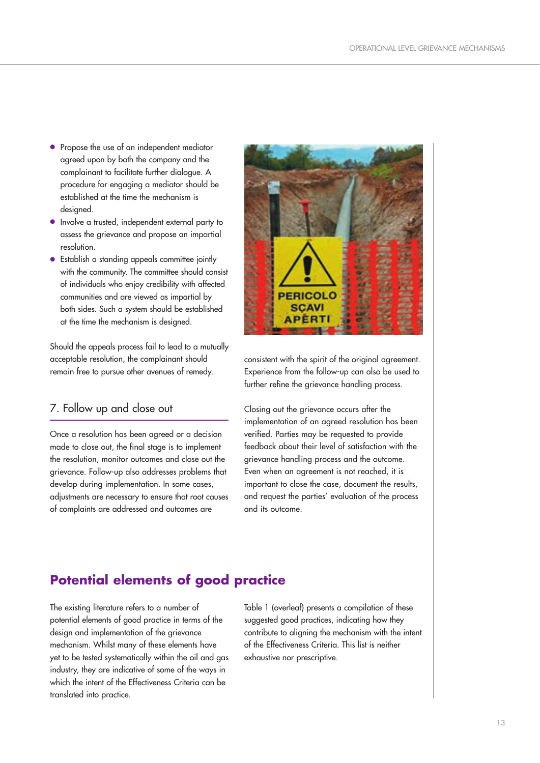- Propose the use of an independent mediator agreed upon by both the company and the complainant to facilitate further dialogue. A procedure for engaging a mediator should be established at the time the mechanism is designed.
- Involve a trusted, independent external party to assess the grievance and propose an impartial resolution.
- Establish a standing appeals committee jointly with the community. The committee should consist of individuals who enjoy credibility with affected communities and are viewed as impartial by both sides. Such a system should be established at the time the mechanism is designed.

Should the appeals process fail to lead to a mutually acceptable resolution, the complainant should remain free to pursue other avenues of remedy.

## 7. Follow up and close out

Once a resolution has been agreed or a decision made to close out, the final stage is to implement the resolution, monitor outcomes and close out the grievance. Follow-up also addresses problems that develop during implementation. In some cases, adjustments are necessary to ensure that root causes of complaints are addressed and outcomes are consistent with the spirit of the original agreement. Experience from the follow-up can also be used to further refine the grievance handling process.

Closing out the grievance occurs after the implementation of an agreed resolution has been verified. Parties may be requested to provide feedback about their level of satisfaction with the grievance handling process and the outcome. Even when an agreement is not reached, it is important to close the case, document the results, and request the parties' evaluation of the process and its outcome.

# Potential elements of good practice

The existing literature refers to a number of potential elements of good practice in terms of the design and implementation of the grievance mechanism. Whilst many of these elements have yet to be tested systematically within the oil and gas industry, they are indicative of some of the ways in which the intent of the Effectiveness Criteria can be translated into practice.

Table 1 (overleaf) presents a compilation of these suggested good practices, indicating how they contribute to aligning the mechanism with the intent of the Effectiveness Criteria. This list is neither exhaustive nor prescriptive.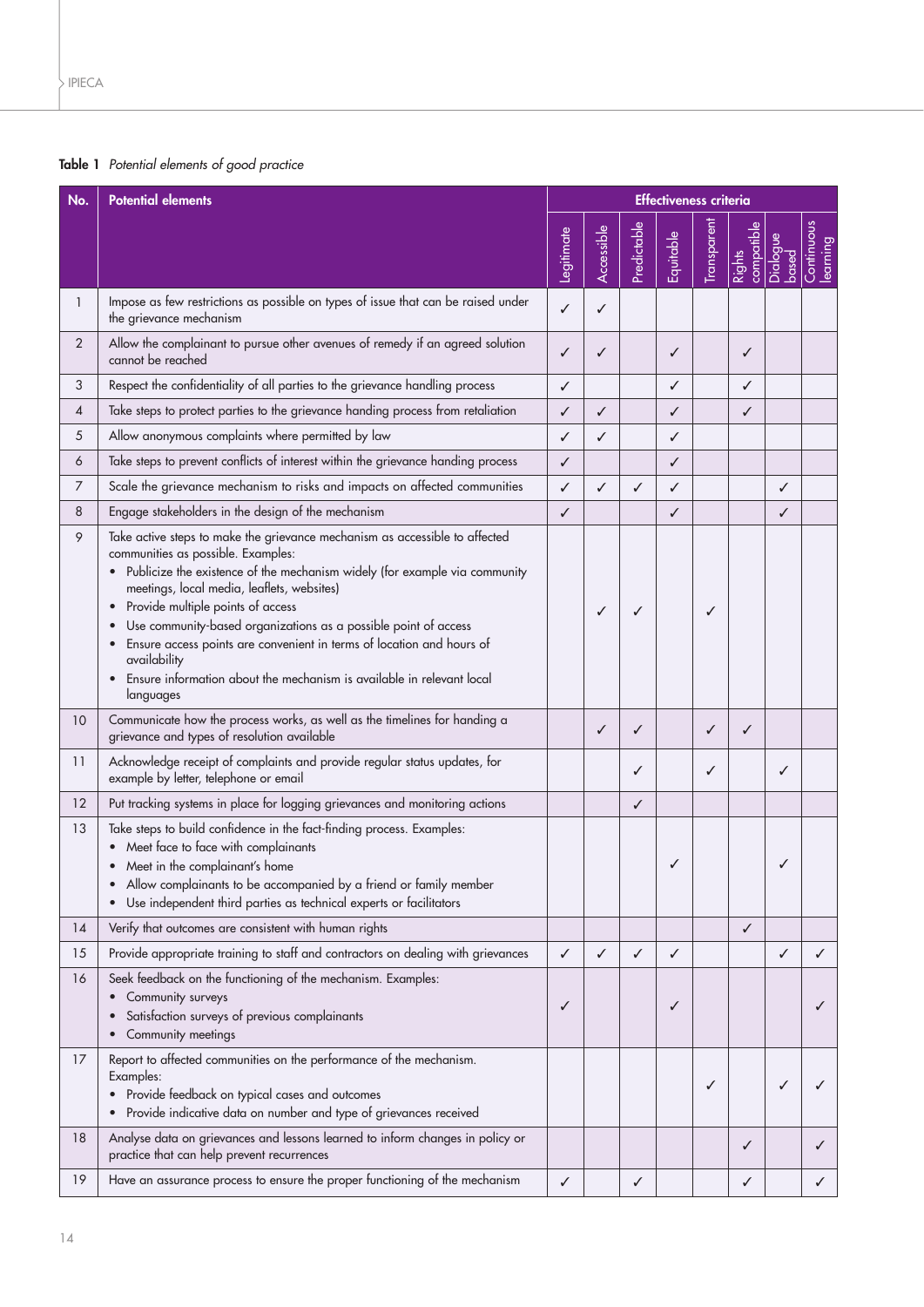**Table 1** *Potential elements of good practice*

| No. | Potential elements | Effectiveness criteria | | | | | | | |
|---|---|---|---|---|---|---|---|---|---|
| | | Legitimate | Accessible | Predictable | Equitable | Transparent | Rights compatible | Dialogue based | Continuous learning |
| 1 | Impose as few restrictions as possible on types of issue that can be raised under the grievance mechanism | ✓ | ✓ | | | | | | |
| 2 | Allow the complainant to pursue other avenues of remedy if an agreed solution cannot be reached | ✓ | ✓ | | ✓ | | ✓ | | |
| 3 | Respect the confidentiality of all parties to the grievance handling process | ✓ | | | ✓ | | ✓ | | |
| 4 | Take steps to protect parties to the grievance handing process from retaliation | ✓ | ✓ | | ✓ | | ✓ | | |
| 5 | Allow anonymous complaints where permitted by law | ✓ | ✓ | | ✓ | | | | |
| 6 | Take steps to prevent conflicts of interest within the grievance handing process | ✓ | | | ✓ | | | | |
| 7 | Scale the grievance mechanism to risks and impacts on affected communities | ✓ | ✓ | ✓ | ✓ | | | ✓ | |
| 8 | Engage stakeholders in the design of the mechanism | ✓ | | | ✓ | | | ✓ | |
| 9 | Take active steps to make the grievance mechanism as accessible to affected communities as possible. Examples:<br>• Publicize the existence of the mechanism widely (for example via community meetings, local media, leaflets, websites)<br>• Provide multiple points of access<br>• Use community-based organizations as a possible point of access<br>• Ensure access points are convenient in terms of location and hours of availability<br>• Ensure information about the mechanism is available in relevant local languages | | ✓ | ✓ | | ✓ | | | |
| 10 | Communicate how the process works, as well as the timelines for handing a grievance and types of resolution available | | ✓ | ✓ | | ✓ | ✓ | | |
| 11 | Acknowledge receipt of complaints and provide regular status updates, for example by letter, telephone or email | | | ✓ | | ✓ | | ✓ | |
| 12 | Put tracking systems in place for logging grievances and monitoring actions | | | ✓ | | | | | |
| 13 | Take steps to build confidence in the fact-finding process. Examples:<br>• Meet face to face with complainants<br>• Meet in the complainant's home<br>• Allow complainants to be accompanied by a friend or family member<br>• Use independent third parties as technical experts or facilitators | | | | ✓ | | | ✓ | |
| 14 | Verify that outcomes are consistent with human rights | | | | | | ✓ | | |
| 15 | Provide appropriate training to staff and contractors on dealing with grievances | ✓ | ✓ | ✓ | ✓ | | | ✓ | ✓ |
| 16 | Seek feedback on the functioning of the mechanism. Examples:<br>• Community surveys<br>• Satisfaction surveys of previous complainants<br>• Community meetings | ✓ | | | ✓ | | | | ✓ |
| 17 | Report to affected communities on the performance of the mechanism. Examples:<br>• Provide feedback on typical cases and outcomes<br>• Provide indicative data on number and type of grievances received | | | | | ✓ | | ✓ | ✓ |
| 18 | Analyse data on grievances and lessons learned to inform changes in policy or practice that can help prevent recurrences | | | | | | ✓ | | ✓ |
| 19 | Have an assurance process to ensure the proper functioning of the mechanism | ✓ | | ✓ | | | ✓ | | ✓ |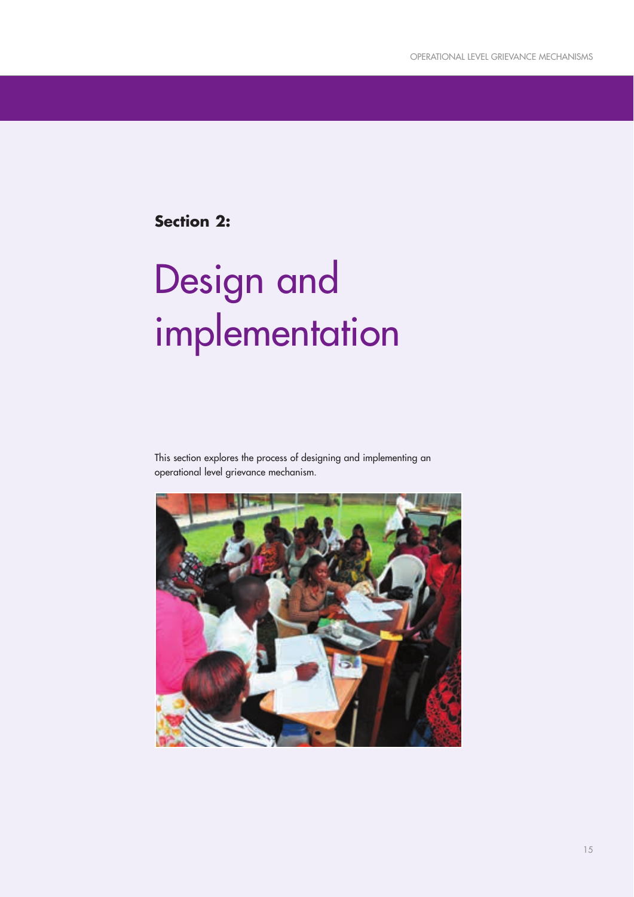**Section 2:**

# Design and implementation

This section explores the process of designing and implementing an operational level grievance mechanism.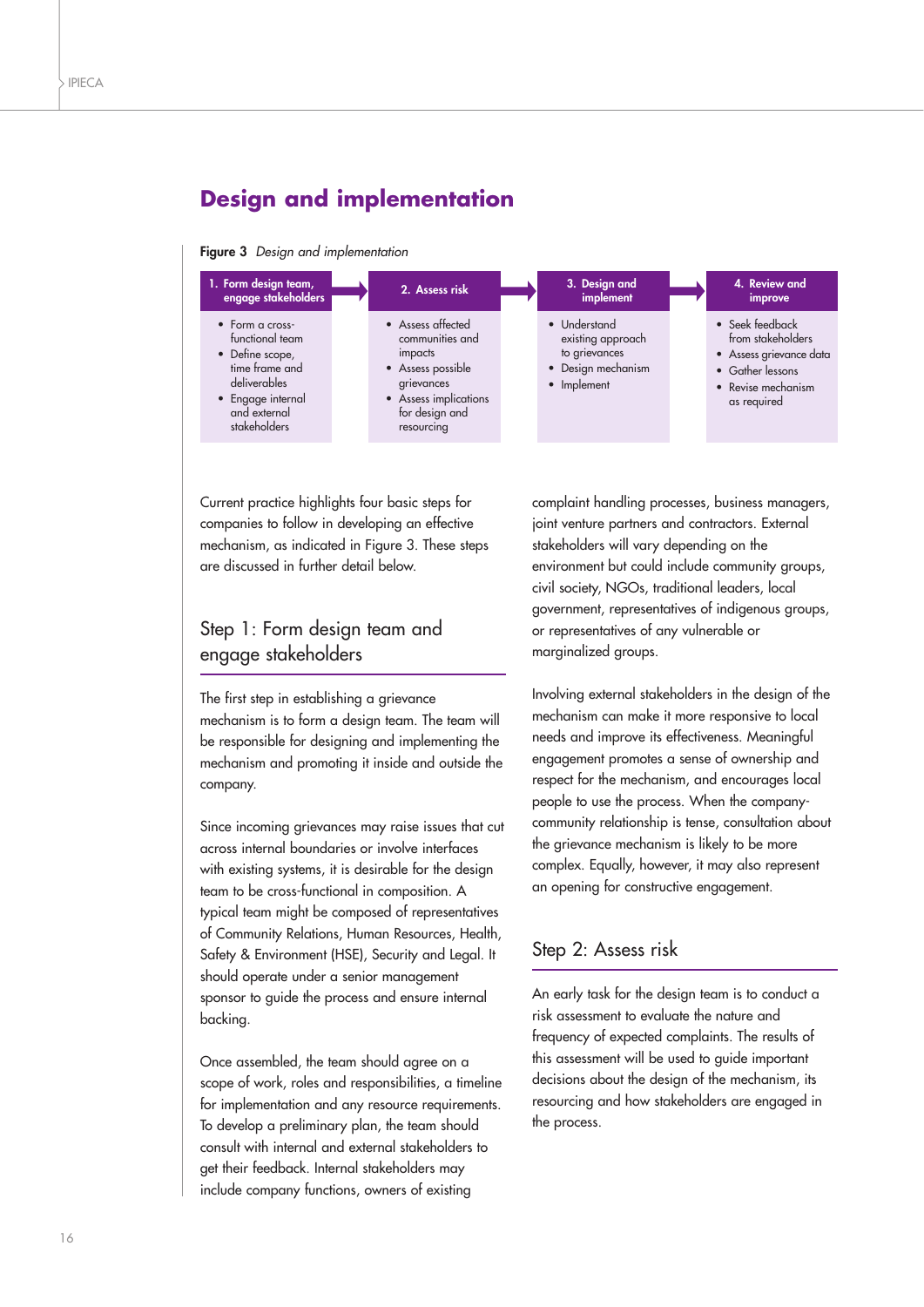# Design and implementation

**Figure 3** *Design and implementation*

| 1. Form design team, engage stakeholders | 2. Assess risk | 3. Design and implement | 4. Review and improve |
|---|---|---|---|
| • Form a cross-functional team<br>• Define scope, time frame and deliverables<br>• Engage internal and external stakeholders | • Assess affected communities and impacts<br>• Assess possible grievances<br>• Assess implications for design and resourcing | • Understand existing approach to grievances<br>• Design mechanism<br>• Implement | • Seek feedback from stakeholders<br>• Assess grievance data<br>• Gather lessons<br>• Revise mechanism as required |

Current practice highlights four basic steps for companies to follow in developing an effective mechanism, as indicated in Figure 3. These steps are discussed in further detail below.

## Step 1: Form design team and engage stakeholders

The first step in establishing a grievance mechanism is to form a design team. The team will be responsible for designing and implementing the mechanism and promoting it inside and outside the company.

Since incoming grievances may raise issues that cut across internal boundaries or involve interfaces with existing systems, it is desirable for the design team to be cross-functional in composition. A typical team might be composed of representatives of Community Relations, Human Resources, Health, Safety & Environment (HSE), Security and Legal. It should operate under a senior management sponsor to guide the process and ensure internal backing.

Once assembled, the team should agree on a scope of work, roles and responsibilities, a timeline for implementation and any resource requirements. To develop a preliminary plan, the team should consult with internal and external stakeholders to get their feedback. Internal stakeholders may include company functions, owners of existing complaint handling processes, business managers, joint venture partners and contractors. External stakeholders will vary depending on the environment but could include community groups, civil society, NGOs, traditional leaders, local government, representatives of indigenous groups, or representatives of any vulnerable or marginalized groups.

Involving external stakeholders in the design of the mechanism can make it more responsive to local needs and improve its effectiveness. Meaningful engagement promotes a sense of ownership and respect for the mechanism, and encourages local people to use the process. When the company-community relationship is tense, consultation about the grievance mechanism is likely to be more complex. Equally, however, it may also represent an opening for constructive engagement.

## Step 2: Assess risk

An early task for the design team is to conduct a risk assessment to evaluate the nature and frequency of expected complaints. The results of this assessment will be used to guide important decisions about the design of the mechanism, its resourcing and how stakeholders are engaged in the process.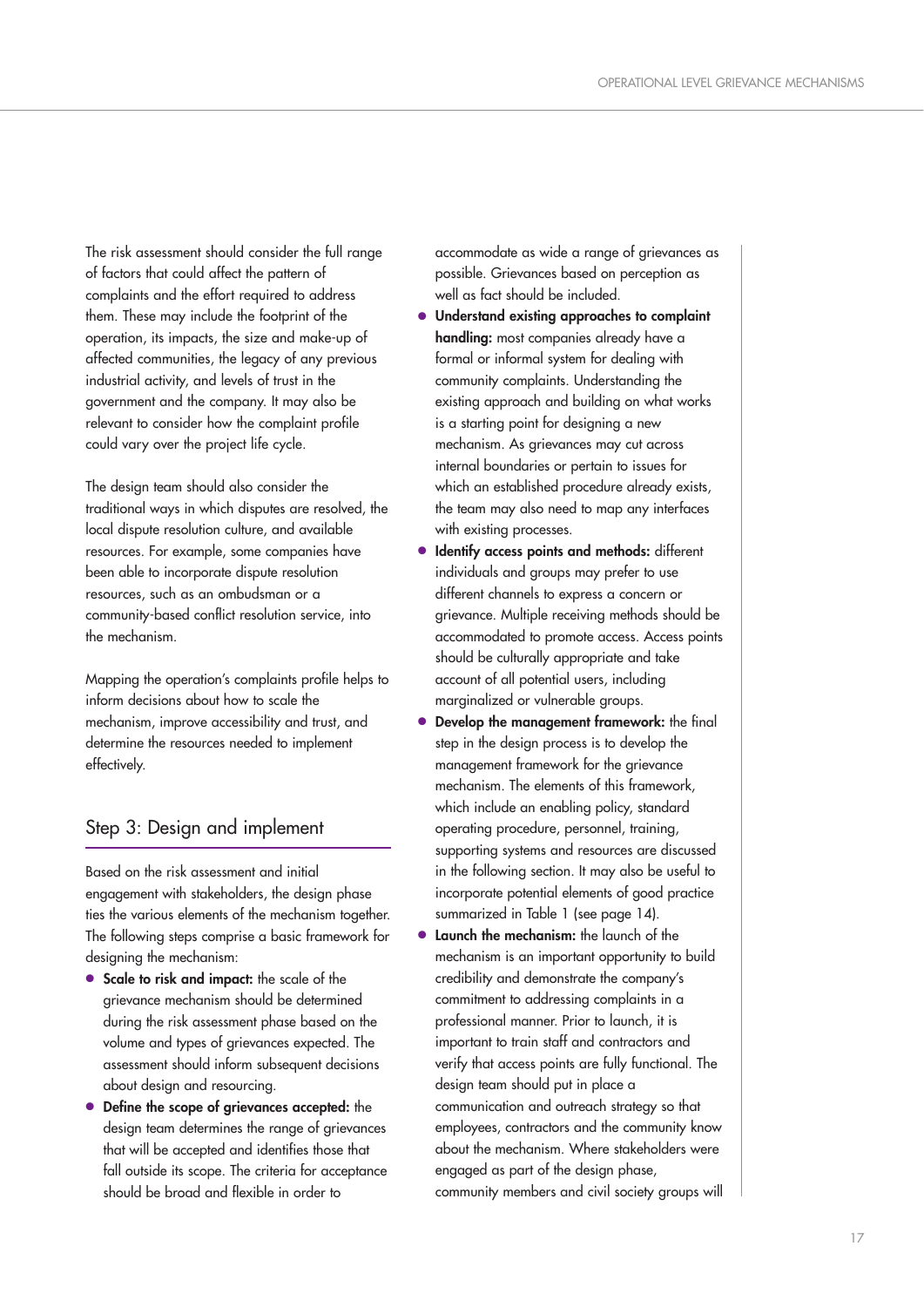The risk assessment should consider the full range of factors that could affect the pattern of complaints and the effort required to address them. These may include the footprint of the operation, its impacts, the size and make-up of affected communities, the legacy of any previous industrial activity, and levels of trust in the government and the company. It may also be relevant to consider how the complaint profile could vary over the project life cycle.

The design team should also consider the traditional ways in which disputes are resolved, the local dispute resolution culture, and available resources. For example, some companies have been able to incorporate dispute resolution resources, such as an ombudsman or a community-based conflict resolution service, into the mechanism.

Mapping the operation's complaints profile helps to inform decisions about how to scale the mechanism, improve accessibility and trust, and determine the resources needed to implement effectively.

## Step 3: Design and implement

Based on the risk assessment and initial engagement with stakeholders, the design phase ties the various elements of the mechanism together. The following steps comprise a basic framework for designing the mechanism:

- **Scale to risk and impact:** the scale of the grievance mechanism should be determined during the risk assessment phase based on the volume and types of grievances expected. The assessment should inform subsequent decisions about design and resourcing.
- **Define the scope of grievances accepted:** the design team determines the range of grievances that will be accepted and identifies those that fall outside its scope. The criteria for acceptance should be broad and flexible in order to accommodate as wide a range of grievances as possible. Grievances based on perception as well as fact should be included.
- **Understand existing approaches to complaint handling:** most companies already have a formal or informal system for dealing with community complaints. Understanding the existing approach and building on what works is a starting point for designing a new mechanism. As grievances may cut across internal boundaries or pertain to issues for which an established procedure already exists, the team may also need to map any interfaces with existing processes.
- **Identify access points and methods:** different individuals and groups may prefer to use different channels to express a concern or grievance. Multiple receiving methods should be accommodated to promote access. Access points should be culturally appropriate and take account of all potential users, including marginalized or vulnerable groups.
- **Develop the management framework:** the final step in the design process is to develop the management framework for the grievance mechanism. The elements of this framework, which include an enabling policy, standard operating procedure, personnel, training, supporting systems and resources are discussed in the following section. It may also be useful to incorporate potential elements of good practice summarized in Table 1 (see page 14).
- **Launch the mechanism:** the launch of the mechanism is an important opportunity to build credibility and demonstrate the company's commitment to addressing complaints in a professional manner. Prior to launch, it is important to train staff and contractors and verify that access points are fully functional. The design team should put in place a communication and outreach strategy so that employees, contractors and the community know about the mechanism. Where stakeholders were engaged as part of the design phase, community members and civil society groups will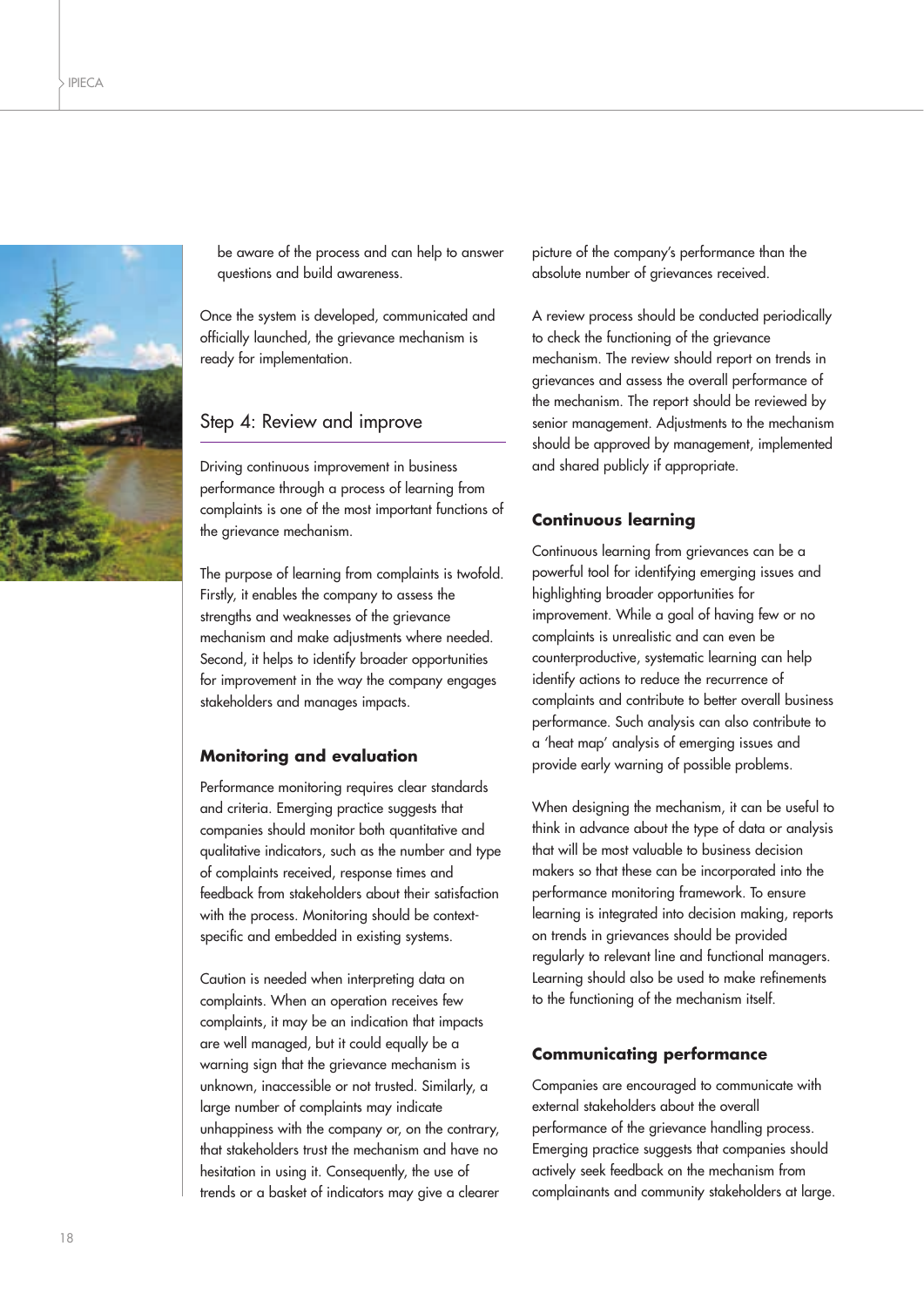be aware of the process and can help to answer questions and build awareness.

Once the system is developed, communicated and officially launched, the grievance mechanism is ready for implementation.

## Step 4: Review and improve

Driving continuous improvement in business performance through a process of learning from complaints is one of the most important functions of the grievance mechanism.

The purpose of learning from complaints is twofold. Firstly, it enables the company to assess the strengths and weaknesses of the grievance mechanism and make adjustments where needed. Second, it helps to identify broader opportunities for improvement in the way the company engages stakeholders and manages impacts.

### Monitoring and evaluation

Performance monitoring requires clear standards and criteria. Emerging practice suggests that companies should monitor both quantitative and qualitative indicators, such as the number and type of complaints received, response times and feedback from stakeholders about their satisfaction with the process. Monitoring should be context-specific and embedded in existing systems.

Caution is needed when interpreting data on complaints. When an operation receives few complaints, it may be an indication that impacts are well managed, but it could equally be a warning sign that the grievance mechanism is unknown, inaccessible or not trusted. Similarly, a large number of complaints may indicate unhappiness with the company or, on the contrary, that stakeholders trust the mechanism and have no hesitation in using it. Consequently, the use of trends or a basket of indicators may give a clearer picture of the company's performance than the absolute number of grievances received.

A review process should be conducted periodically to check the functioning of the grievance mechanism. The review should report on trends in grievances and assess the overall performance of the mechanism. The report should be reviewed by senior management. Adjustments to the mechanism should be approved by management, implemented and shared publicly if appropriate.

### Continuous learning

Continuous learning from grievances can be a powerful tool for identifying emerging issues and highlighting broader opportunities for improvement. While a goal of having few or no complaints is unrealistic and can even be counterproductive, systematic learning can help identify actions to reduce the recurrence of complaints and contribute to better overall business performance. Such analysis can also contribute to a 'heat map' analysis of emerging issues and provide early warning of possible problems.

When designing the mechanism, it can be useful to think in advance about the type of data or analysis that will be most valuable to business decision makers so that these can be incorporated into the performance monitoring framework. To ensure learning is integrated into decision making, reports on trends in grievances should be provided regularly to relevant line and functional managers. Learning should also be used to make refinements to the functioning of the mechanism itself.

### Communicating performance

Companies are encouraged to communicate with external stakeholders about the overall performance of the grievance handling process. Emerging practice suggests that companies should actively seek feedback on the mechanism from complainants and community stakeholders at large.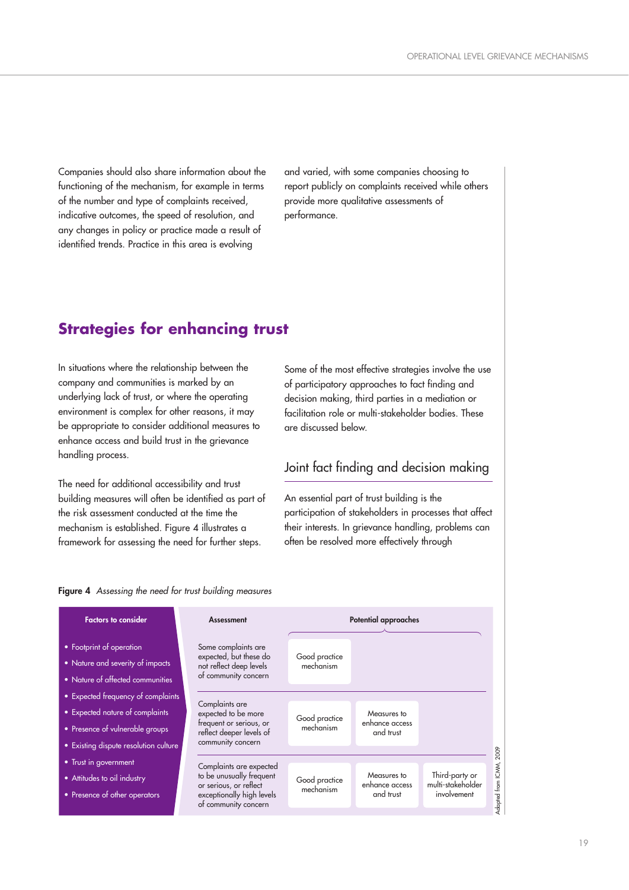Companies should also share information about the functioning of the mechanism, for example in terms of the number and type of complaints received, indicative outcomes, the speed of resolution, and any changes in policy or practice made a result of identified trends. Practice in this area is evolving and varied, with some companies choosing to report publicly on complaints received while others provide more qualitative assessments of performance.

## Strategies for enhancing trust

In situations where the relationship between the company and communities is marked by an underlying lack of trust, or where the operating environment is complex for other reasons, it may be appropriate to consider additional measures to enhance access and build trust in the grievance handling process.

The need for additional accessibility and trust building measures will often be identified as part of the risk assessment conducted at the time the mechanism is established. Figure 4 illustrates a framework for assessing the need for further steps.

Some of the most effective strategies involve the use of participatory approaches to fact finding and decision making, third parties in a mediation or facilitation role or multi-stakeholder bodies. These are discussed below.

### Joint fact finding and decision making

An essential part of trust building is the participation of stakeholders in processes that affect their interests. In grievance handling, problems can often be resolved more effectively through

**Figure 4** *Assessing the need for trust building measures*

| Factors to consider | Assessment | Potential approaches | | |
|---|---|---|---|---|
| • Footprint of operation<br>• Nature and severity of impacts<br>• Nature of affected communities<br>• Expected frequency of complaints<br>• Expected nature of complaints<br>• Presence of vulnerable groups<br>• Existing dispute resolution culture<br>• Trust in government<br>• Attitudes to oil industry<br>• Presence of other operators | Some complaints are expected, but these do not reflect deep levels of community concern | Good practice mechanism | | |
| | Complaints are expected to be more frequent or serious, or reflect deeper levels of community concern | Good practice mechanism | Measures to enhance access and trust | |
| | Complaints are expected to be unusually frequent or serious, or reflect exceptionally high levels of community concern | Good practice mechanism | Measures to enhance access and trust | Third-party or multi-stakeholder involvement |

Adapted from ICMM, 2009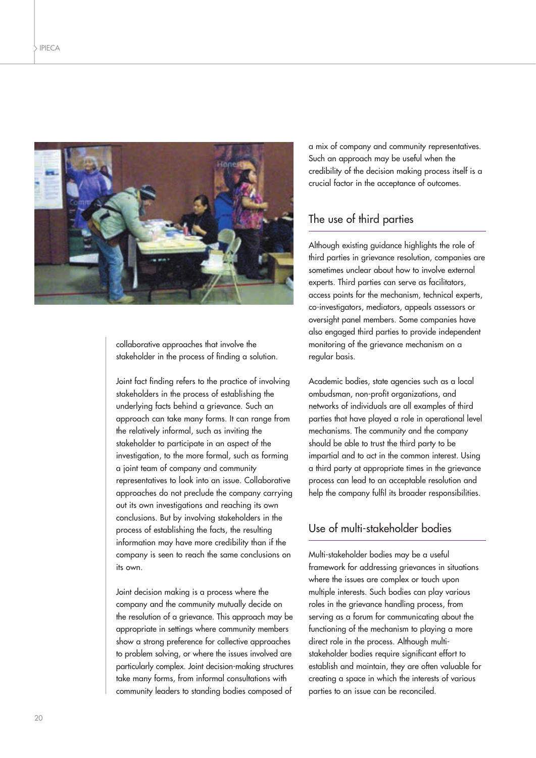collaborative approaches that involve the stakeholder in the process of finding a solution.

Joint fact finding refers to the practice of involving stakeholders in the process of establishing the underlying facts behind a grievance. Such an approach can take many forms. It can range from the relatively informal, such as inviting the stakeholder to participate in an aspect of the investigation, to the more formal, such as forming a joint team of company and community representatives to look into an issue. Collaborative approaches do not preclude the company carrying out its own investigations and reaching its own conclusions. But by involving stakeholders in the process of establishing the facts, the resulting information may have more credibility than if the company is seen to reach the same conclusions on its own.

Joint decision making is a process where the company and the community mutually decide on the resolution of a grievance. This approach may be appropriate in settings where community members show a strong preference for collective approaches to problem solving, or where the issues involved are particularly complex. Joint decision-making structures take many forms, from informal consultations with community leaders to standing bodies composed of a mix of company and community representatives. Such an approach may be useful when the credibility of the decision making process itself is a crucial factor in the acceptance of outcomes.

## The use of third parties

Although existing guidance highlights the role of third parties in grievance resolution, companies are sometimes unclear about how to involve external experts. Third parties can serve as facilitators, access points for the mechanism, technical experts, co-investigators, mediators, appeals assessors or oversight panel members. Some companies have also engaged third parties to provide independent monitoring of the grievance mechanism on a regular basis.

Academic bodies, state agencies such as a local ombudsman, non-profit organizations, and networks of individuals are all examples of third parties that have played a role in operational level mechanisms. The community and the company should be able to trust the third party to be impartial and to act in the common interest. Using a third party at appropriate times in the grievance process can lead to an acceptable resolution and help the company fulfil its broader responsibilities.

## Use of multi-stakeholder bodies

Multi-stakeholder bodies may be a useful framework for addressing grievances in situations where the issues are complex or touch upon multiple interests. Such bodies can play various roles in the grievance handling process, from serving as a forum for communicating about the functioning of the mechanism to playing a more direct role in the process. Although multi-stakeholder bodies require significant effort to establish and maintain, they are often valuable for creating a space in which the interests of various parties to an issue can be reconciled.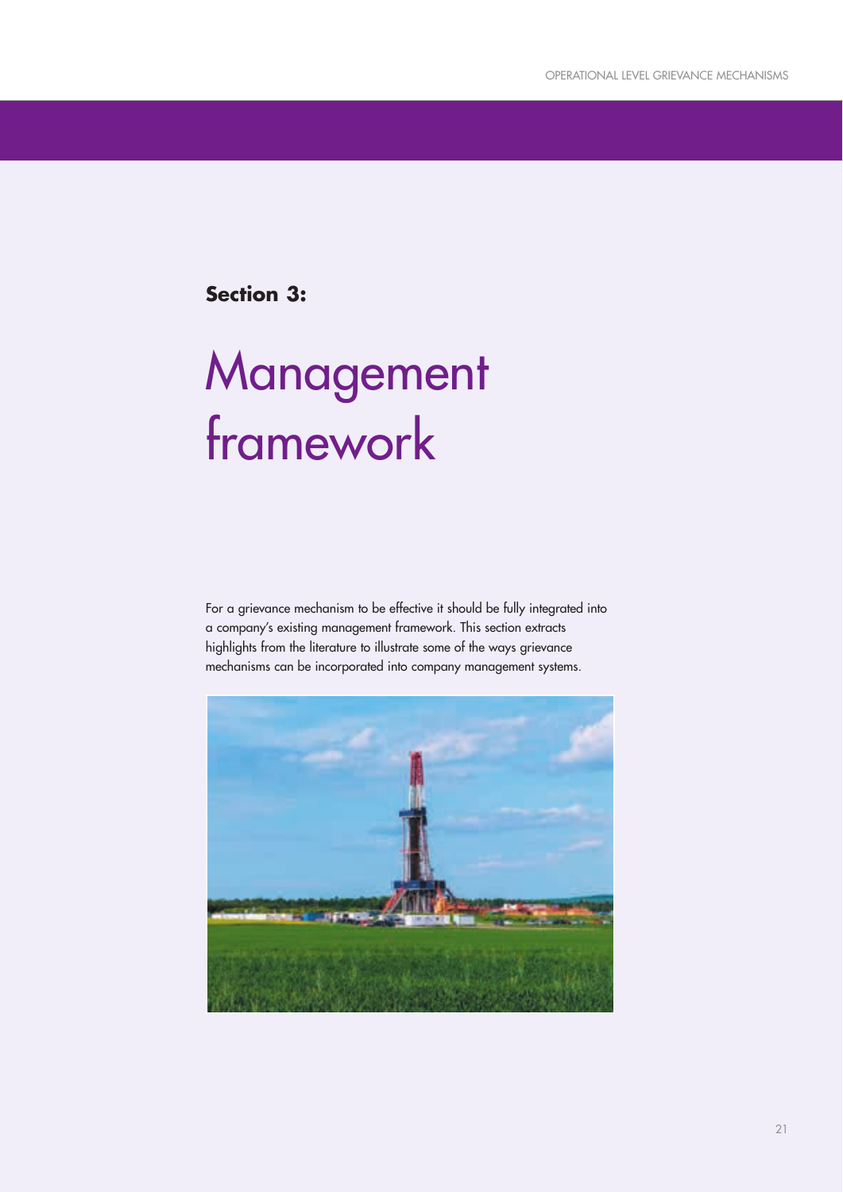**Section 3:**

# Management framework

For a grievance mechanism to be effective it should be fully integrated into a company's existing management framework. This section extracts highlights from the literature to illustrate some of the ways grievance mechanisms can be incorporated into company management systems.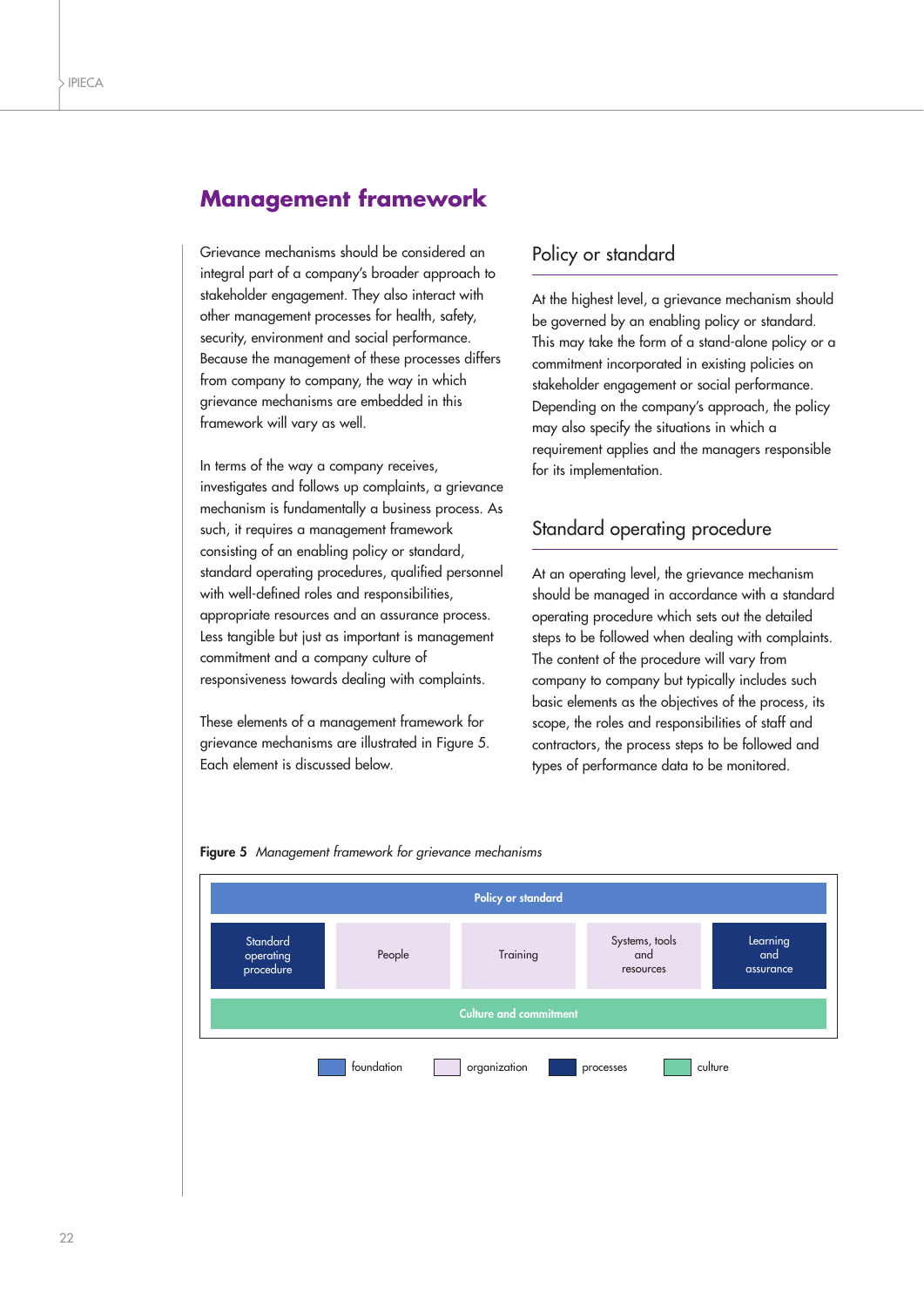## Management framework

Grievance mechanisms should be considered an integral part of a company's broader approach to stakeholder engagement. They also interact with other management processes for health, safety, security, environment and social performance. Because the management of these processes differs from company to company, the way in which grievance mechanisms are embedded in this framework will vary as well.

In terms of the way a company receives, investigates and follows up complaints, a grievance mechanism is fundamentally a business process. As such, it requires a management framework consisting of an enabling policy or standard, standard operating procedures, qualified personnel with well-defined roles and responsibilities, appropriate resources and an assurance process. Less tangible but just as important is management commitment and a company culture of responsiveness towards dealing with complaints.

These elements of a management framework for grievance mechanisms are illustrated in Figure 5. Each element is discussed below.

### Policy or standard

At the highest level, a grievance mechanism should be governed by an enabling policy or standard. This may take the form of a stand-alone policy or a commitment incorporated in existing policies on stakeholder engagement or social performance. Depending on the company's approach, the policy may also specify the situations in which a requirement applies and the managers responsible for its implementation.

### Standard operating procedure

At an operating level, the grievance mechanism should be managed in accordance with a standard operating procedure which sets out the detailed steps to be followed when dealing with complaints. The content of the procedure will vary from company to company but typically includes such basic elements as the objectives of the process, its scope, the roles and responsibilities of staff and contractors, the process steps to be followed and types of performance data to be monitored.

**Figure 5** *Management framework for grievance mechanisms*

| Policy or standard | | | | |
|---|---|---|---|---|
| Standard operating procedure | People | Training | Systems, tools and resources | Learning and assurance |
| Culture and commitment | | | | |

Key: foundation (Policy or standard); organization (People, Training, Systems, tools and resources); processes (Standard operating procedure, Learning and assurance); culture (Culture and commitment)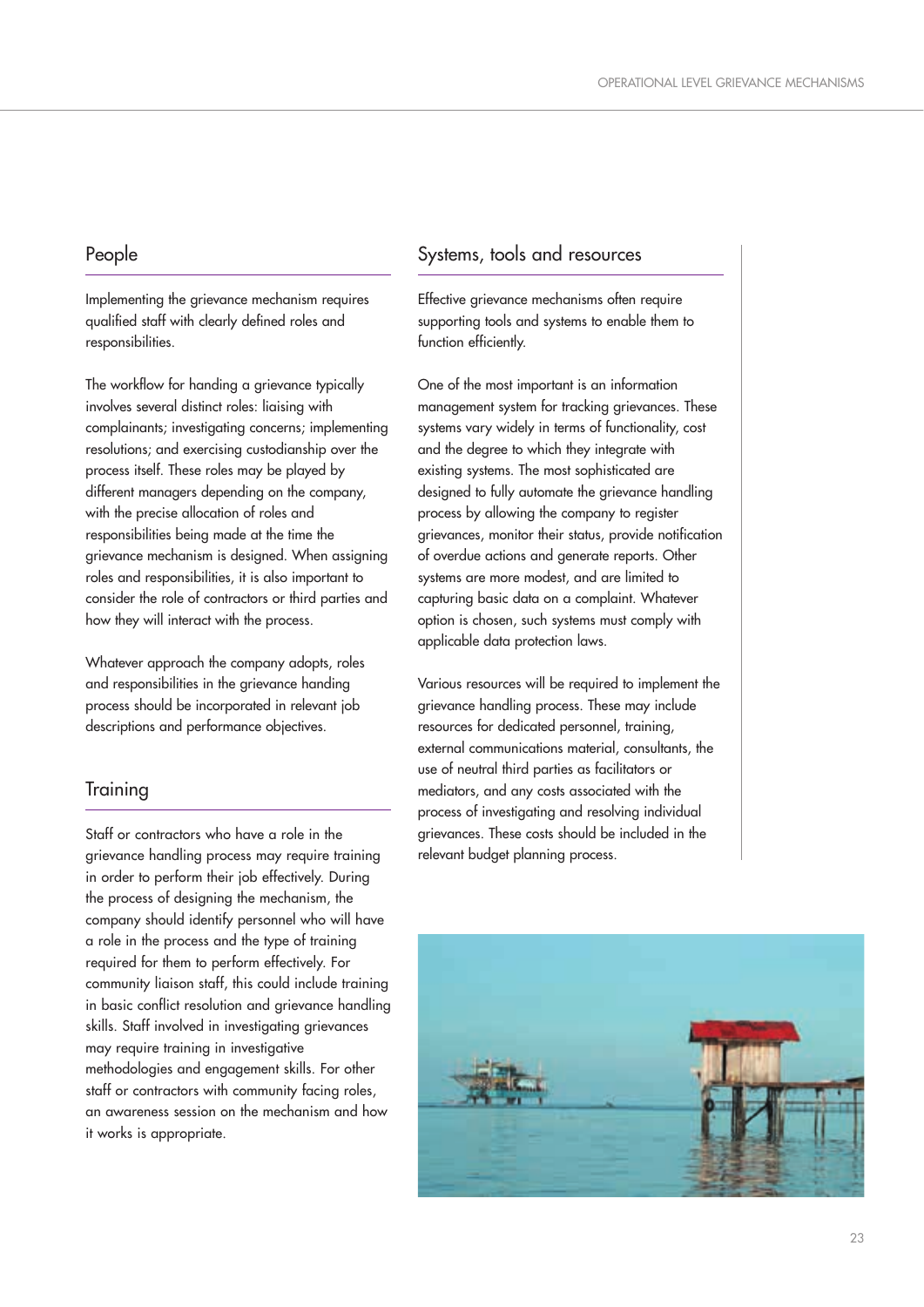## People

Implementing the grievance mechanism requires qualified staff with clearly defined roles and responsibilities.

The workflow for handing a grievance typically involves several distinct roles: liaising with complainants; investigating concerns; implementing resolutions; and exercising custodianship over the process itself. These roles may be played by different managers depending on the company, with the precise allocation of roles and responsibilities being made at the time the grievance mechanism is designed. When assigning roles and responsibilities, it is also important to consider the role of contractors or third parties and how they will interact with the process.

Whatever approach the company adopts, roles and responsibilities in the grievance handing process should be incorporated in relevant job descriptions and performance objectives.

## Training

Staff or contractors who have a role in the grievance handling process may require training in order to perform their job effectively. During the process of designing the mechanism, the company should identify personnel who will have a role in the process and the type of training required for them to perform effectively. For community liaison staff, this could include training in basic conflict resolution and grievance handling skills. Staff involved in investigating grievances may require training in investigative methodologies and engagement skills. For other staff or contractors with community facing roles, an awareness session on the mechanism and how it works is appropriate.

## Systems, tools and resources

Effective grievance mechanisms often require supporting tools and systems to enable them to function efficiently.

One of the most important is an information management system for tracking grievances. These systems vary widely in terms of functionality, cost and the degree to which they integrate with existing systems. The most sophisticated are designed to fully automate the grievance handling process by allowing the company to register grievances, monitor their status, provide notification of overdue actions and generate reports. Other systems are more modest, and are limited to capturing basic data on a complaint. Whatever option is chosen, such systems must comply with applicable data protection laws.

Various resources will be required to implement the grievance handling process. These may include resources for dedicated personnel, training, external communications material, consultants, the use of neutral third parties as facilitators or mediators, and any costs associated with the process of investigating and resolving individual grievances. These costs should be included in the relevant budget planning process.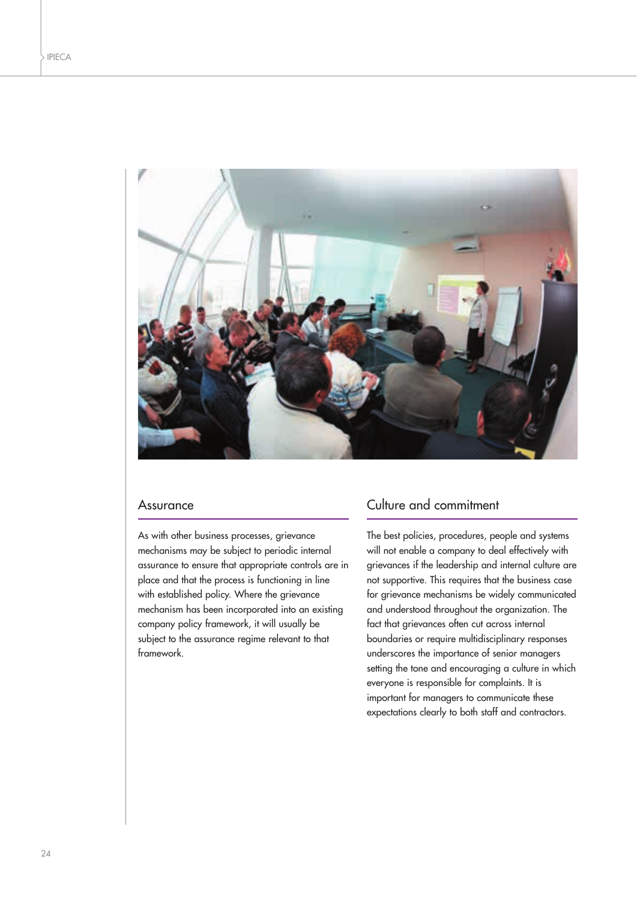## Assurance

As with other business processes, grievance mechanisms may be subject to periodic internal assurance to ensure that appropriate controls are in place and that the process is functioning in line with established policy. Where the grievance mechanism has been incorporated into an existing company policy framework, it will usually be subject to the assurance regime relevant to that framework.

## Culture and commitment

The best policies, procedures, people and systems will not enable a company to deal effectively with grievances if the leadership and internal culture are not supportive. This requires that the business case for grievance mechanisms be widely communicated and understood throughout the organization. The fact that grievances often cut across internal boundaries or require multidisciplinary responses underscores the importance of senior managers setting the tone and encouraging a culture in which everyone is responsible for complaints. It is important for managers to communicate these expectations clearly to both staff and contractors.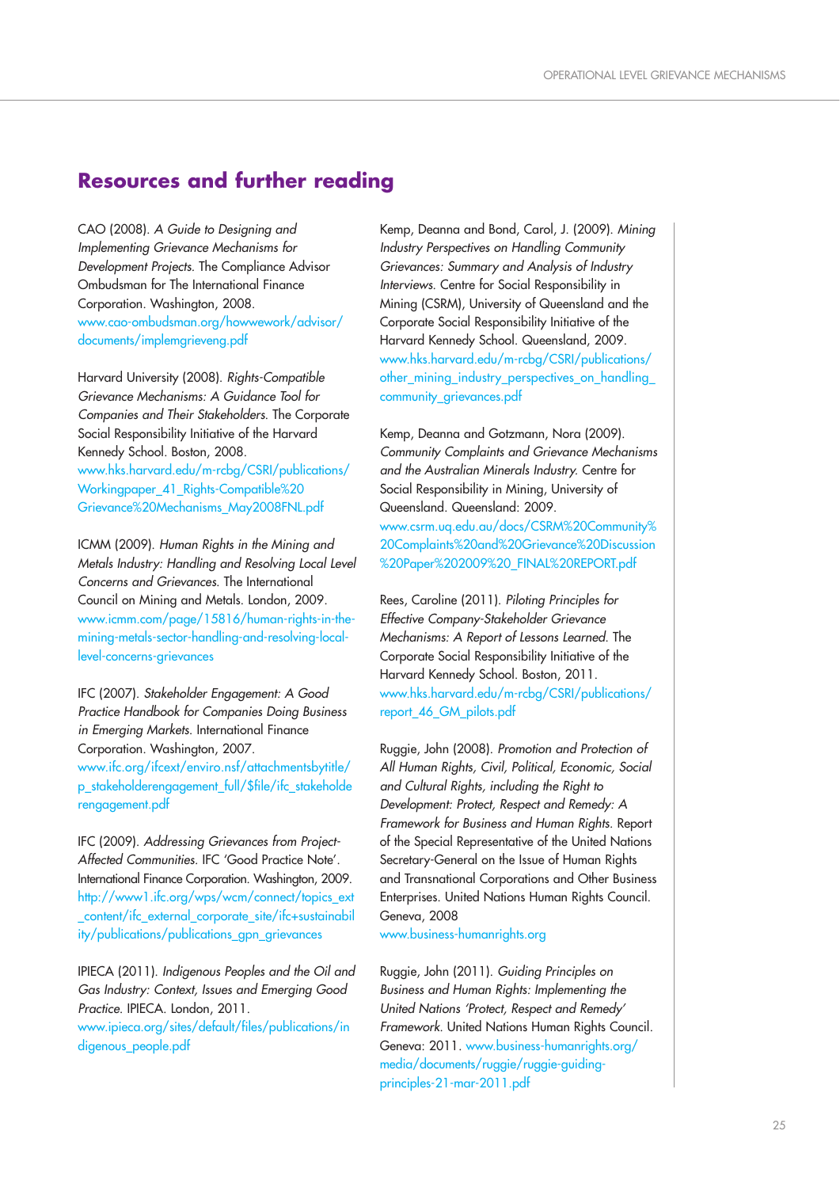## Resources and further reading

CAO (2008). *A Guide to Designing and Implementing Grievance Mechanisms for Development Projects*. The Compliance Advisor Ombudsman for The International Finance Corporation. Washington, 2008.
www.cao-ombudsman.org/howwework/advisor/documents/implemgrieveng.pdf

Harvard University (2008). *Rights-Compatible Grievance Mechanisms: A Guidance Tool for Companies and Their Stakeholders*. The Corporate Social Responsibility Initiative of the Harvard Kennedy School. Boston, 2008.
www.hks.harvard.edu/m-rcbg/CSRI/publications/Workingpaper_41_Rights-Compatible%20Grievance%20Mechanisms_May2008FNL.pdf

ICMM (2009). *Human Rights in the Mining and Metals Industry: Handling and Resolving Local Level Concerns and Grievances*. The International Council on Mining and Metals. London, 2009.
www.icmm.com/page/15816/human-rights-in-the-mining-metals-sector-handling-and-resolving-local-level-concerns-grievances

IFC (2007). *Stakeholder Engagement: A Good Practice Handbook for Companies Doing Business in Emerging Markets*. International Finance Corporation. Washington, 2007.
www.ifc.org/ifcext/enviro.nsf/attachmentsbytitle/p_stakeholderengagement_full/$file/ifc_stakeholderengagement.pdf

IFC (2009). *Addressing Grievances from Project-Affected Communities*. IFC 'Good Practice Note'. International Finance Corporation. Washington, 2009.
http://www1.ifc.org/wps/wcm/connect/topics_ext_content/ifc_external_corporate_site/ifc+sustainability/publications/publications_gpn_grievances

IPIECA (2011). *Indigenous Peoples and the Oil and Gas Industry: Context, Issues and Emerging Good Practice*. IPIECA. London, 2011.
www.ipieca.org/sites/default/files/publications/indigenous_people.pdf

Kemp, Deanna and Bond, Carol, J. (2009). *Mining Industry Perspectives on Handling Community Grievances: Summary and Analysis of Industry Interviews*. Centre for Social Responsibility in Mining (CSRM), University of Queensland and the Corporate Social Responsibility Initiative of the Harvard Kennedy School. Queensland, 2009.
www.hks.harvard.edu/m-rcbg/CSRI/publications/other_mining_industry_perspectives_on_handling_community_grievances.pdf

Kemp, Deanna and Gotzmann, Nora (2009). *Community Complaints and Grievance Mechanisms and the Australian Minerals Industry*. Centre for Social Responsibility in Mining, University of Queensland. Queensland: 2009.
www.csrm.uq.edu.au/docs/CSRM%20Community%20Complaints%20and%20Grievance%20Discussion%20Paper%202009%20_FINAL%20REPORT.pdf

Rees, Caroline (2011). *Piloting Principles for Effective Company-Stakeholder Grievance Mechanisms: A Report of Lessons Learned*. The Corporate Social Responsibility Initiative of the Harvard Kennedy School. Boston, 2011.
www.hks.harvard.edu/m-rcbg/CSRI/publications/report_46_GM_pilots.pdf

Ruggie, John (2008). *Promotion and Protection of All Human Rights, Civil, Political, Economic, Social and Cultural Rights, including the Right to Development: Protect, Respect and Remedy: A Framework for Business and Human Rights*. Report of the Special Representative of the United Nations Secretary-General on the Issue of Human Rights and Transnational Corporations and Other Business Enterprises. United Nations Human Rights Council. Geneva, 2008
www.business-humanrights.org

Ruggie, John (2011). *Guiding Principles on Business and Human Rights: Implementing the United Nations 'Protect, Respect and Remedy' Framework*. United Nations Human Rights Council. Geneva: 2011. www.business-humanrights.org/media/documents/ruggie/ruggie-guiding-principles-21-mar-2011.pdf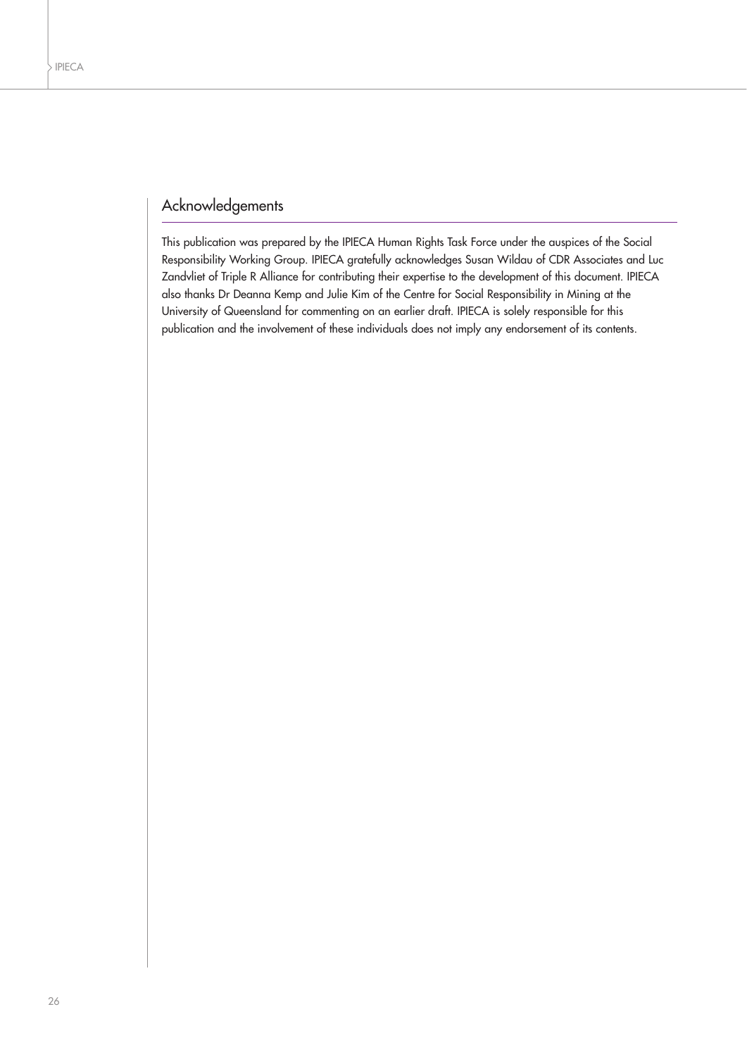## Acknowledgements

This publication was prepared by the IPIECA Human Rights Task Force under the auspices of the Social Responsibility Working Group. IPIECA gratefully acknowledges Susan Wildau of CDR Associates and Luc Zandvliet of Triple R Alliance for contributing their expertise to the development of this document. IPIECA also thanks Dr Deanna Kemp and Julie Kim of the Centre for Social Responsibility in Mining at the University of Queensland for commenting on an earlier draft. IPIECA is solely responsible for this publication and the involvement of these individuals does not imply any endorsement of its contents.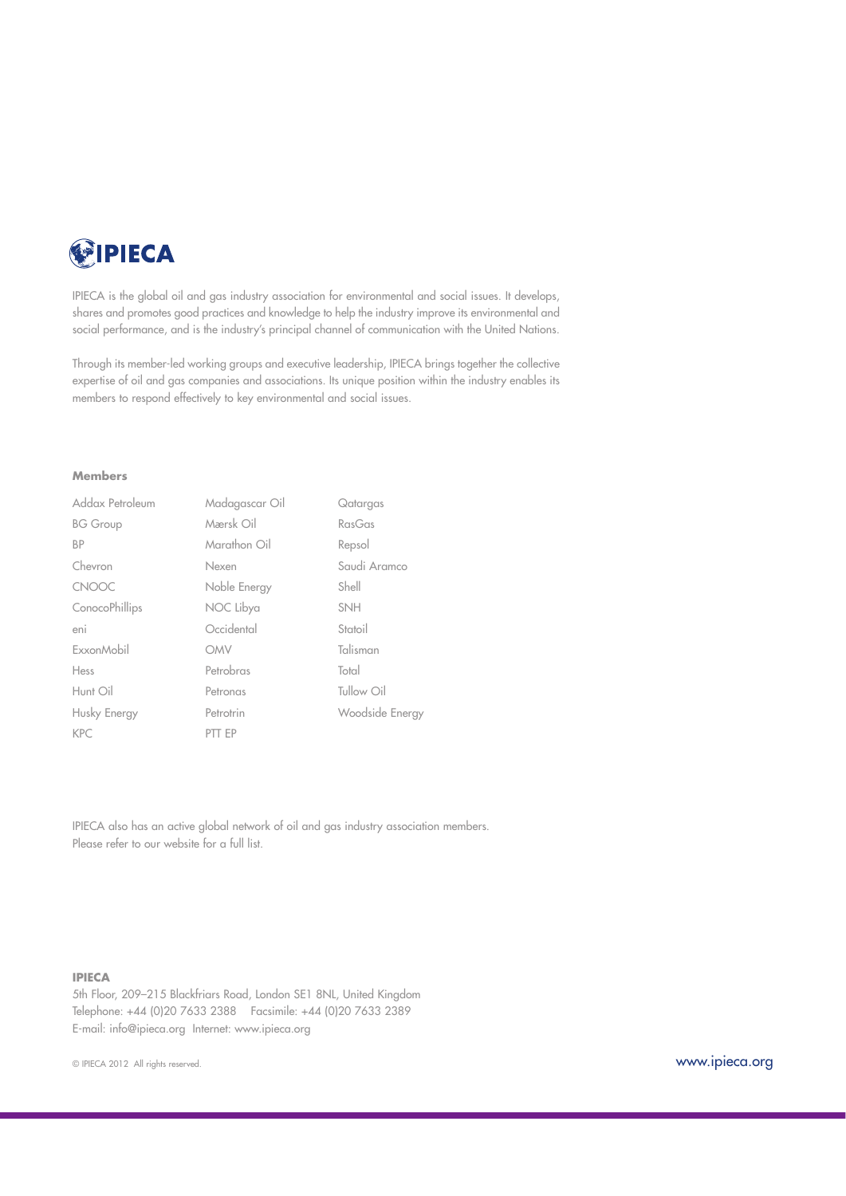# IPIECA

IPIECA is the global oil and gas industry association for environmental and social issues. It develops, shares and promotes good practices and knowledge to help the industry improve its environmental and social performance, and is the industry's principal channel of communication with the United Nations.

Through its member-led working groups and executive leadership, IPIECA brings together the collective expertise of oil and gas companies and associations. Its unique position within the industry enables its members to respond effectively to key environmental and social issues.

**Members**

| | | |
|---|---|---|
| Addax Petroleum | Madagascar Oil | Qatargas |
| BG Group | Mærsk Oil | RasGas |
| BP | Marathon Oil | Repsol |
| Chevron | Nexen | Saudi Aramco |
| CNOOC | Noble Energy | Shell |
| ConocoPhillips | NOC Libya | SNH |
| eni | Occidental | Statoil |
| ExxonMobil | OMV | Talisman |
| Hess | Petrobras | Total |
| Hunt Oil | Petronas | Tullow Oil |
| Husky Energy | Petrotrin | Woodside Energy |
| KPC | PTT EP | |

IPIECA also has an active global network of oil and gas industry association members. Please refer to our website for a full list.

**IPIECA**
5th Floor, 209–215 Blackfriars Road, London SE1 8NL, United Kingdom
Telephone: +44 (0)20 7633 2388 Facsimile: +44 (0)20 7633 2389
E-mail: info@ipieca.org Internet: www.ipieca.org

© IPIECA 2012 All rights reserved.

www.ipieca.org